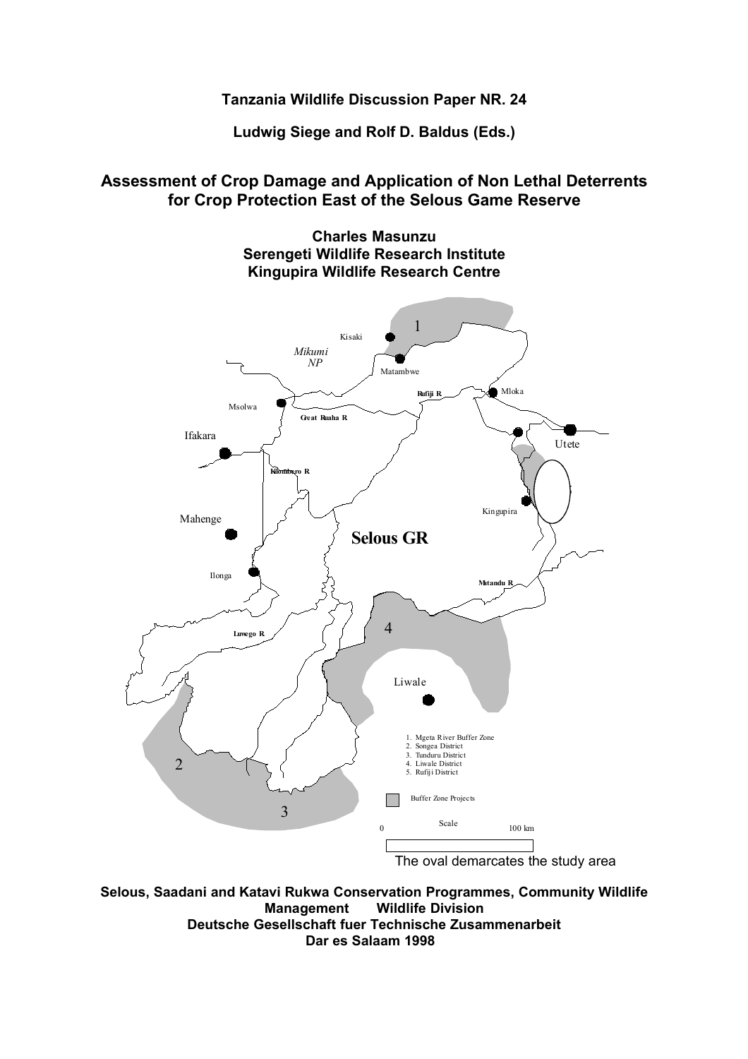**Tanzania Wildlife Discussion Paper NR. 24**

**Ludwig Siege and Rolf D. Baldus (Eds.)**

# Assessment of Crop Damage and Application of Non Lethal Deterrents for Crop Protection East of the Selous Game Reserve

**Charles Masunzu**
**Serengeti Wildlife Research Institute**
**Kingupira Wildlife Research Centre**

The oval demarcates the study area

**Selous, Saadani and Katavi Rukwa Conservation Programmes, Community Wildlife Management Wildlife Division**
**Deutsche Gesellschaft fuer Technische Zusammenarbeit**
**Dar es Salaam 1998**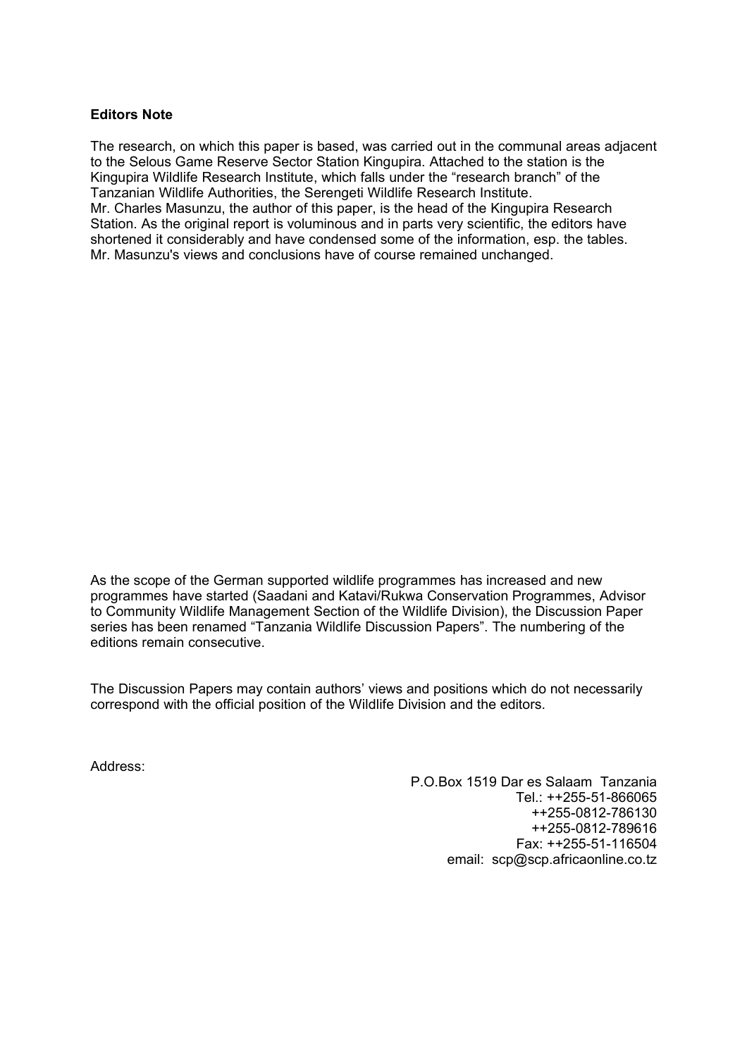**Editors Note**

The research, on which this paper is based, was carried out in the communal areas adjacent to the Selous Game Reserve Sector Station Kingupira. Attached to the station is the Kingupira Wildlife Research Institute, which falls under the "research branch" of the Tanzanian Wildlife Authorities, the Serengeti Wildlife Research Institute.
Mr. Charles Masunzu, the author of this paper, is the head of the Kingupira Research Station. As the original report is voluminous and in parts very scientific, the editors have shortened it considerably and have condensed some of the information, esp. the tables. Mr. Masunzu's views and conclusions have of course remained unchanged.

As the scope of the German supported wildlife programmes has increased and new programmes have started (Saadani and Katavi/Rukwa Conservation Programmes, Advisor to Community Wildlife Management Section of the Wildlife Division), the Discussion Paper series has been renamed "Tanzania Wildlife Discussion Papers". The numbering of the editions remain consecutive.

The Discussion Papers may contain authors' views and positions which do not necessarily correspond with the official position of the Wildlife Division and the editors.

Address:

P.O.Box 1519 Dar es Salaam Tanzania
Tel.: ++255-51-866065
++255-0812-786130
++255-0812-789616
Fax: ++255-51-116504
email: scp@scp.africaonline.co.tz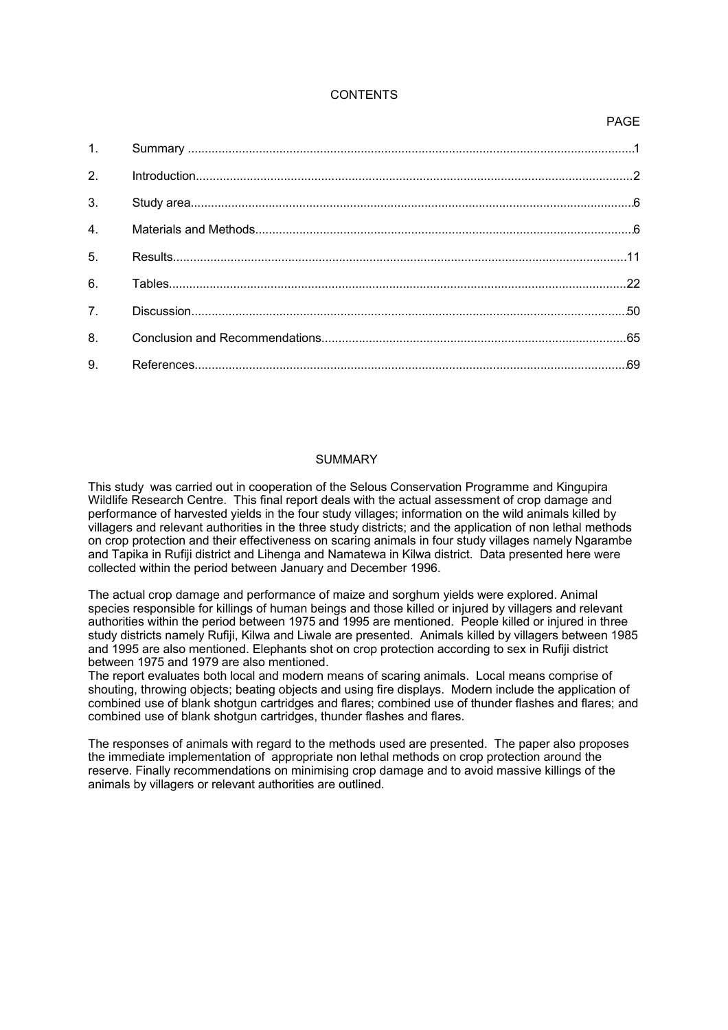# CONTENTS

| | | PAGE |
|---|---|---|
| 1. | Summary | 1 |
| 2. | Introduction | 2 |
| 3. | Study area | 6 |
| 4. | Materials and Methods | 6 |
| 5. | Results | 11 |
| 6. | Tables | 22 |
| 7. | Discussion | 50 |
| 8. | Conclusion and Recommendations | 65 |
| 9. | References | 69 |

# SUMMARY

This study was carried out in cooperation of the Selous Conservation Programme and Kingupira Wildlife Research Centre. This final report deals with the actual assessment of crop damage and performance of harvested yields in the four study villages; information on the wild animals killed by villagers and relevant authorities in the three study districts; and the application of non lethal methods on crop protection and their effectiveness on scaring animals in four study villages namely Ngarambe and Tapika in Rufiji district and Lihenga and Namatewa in Kilwa district. Data presented here were collected within the period between January and December 1996.

The actual crop damage and performance of maize and sorghum yields were explored. Animal species responsible for killings of human beings and those killed or injured by villagers and relevant authorities within the period between 1975 and 1995 are mentioned. People killed or injured in three study districts namely Rufiji, Kilwa and Liwale are presented. Animals killed by villagers between 1985 and 1995 are also mentioned. Elephants shot on crop protection according to sex in Rufiji district between 1975 and 1979 are also mentioned.

The report evaluates both local and modern means of scaring animals. Local means comprise of shouting, throwing objects; beating objects and using fire displays. Modern include the application of combined use of blank shotgun cartridges and flares; combined use of thunder flashes and flares; and combined use of blank shotgun cartridges, thunder flashes and flares.

The responses of animals with regard to the methods used are presented. The paper also proposes the immediate implementation of appropriate non lethal methods on crop protection around the reserve. Finally recommendations on minimising crop damage and to avoid massive killings of the animals by villagers or relevant authorities are outlined.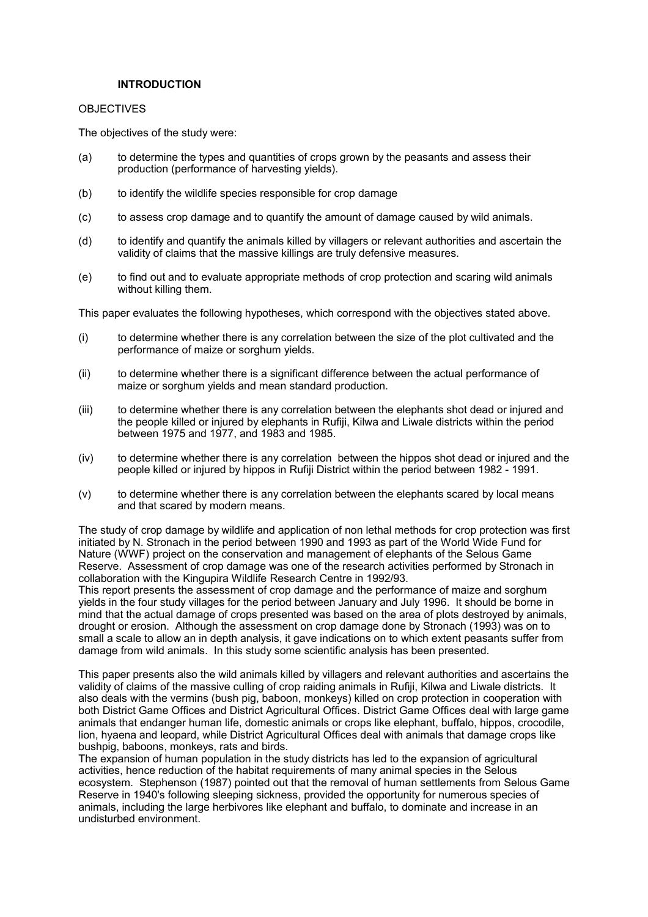## INTRODUCTION

### OBJECTIVES

The objectives of the study were:

(a) to determine the types and quantities of crops grown by the peasants and assess their production (performance of harvesting yields).

(b) to identify the wildlife species responsible for crop damage

(c) to assess crop damage and to quantify the amount of damage caused by wild animals.

(d) to identify and quantify the animals killed by villagers or relevant authorities and ascertain the validity of claims that the massive killings are truly defensive measures.

(e) to find out and to evaluate appropriate methods of crop protection and scaring wild animals without killing them.

This paper evaluates the following hypotheses, which correspond with the objectives stated above.

(i) to determine whether there is any correlation between the size of the plot cultivated and the performance of maize or sorghum yields.

(ii) to determine whether there is a significant difference between the actual performance of maize or sorghum yields and mean standard production.

(iii) to determine whether there is any correlation between the elephants shot dead or injured and the people killed or injured by elephants in Rufiji, Kilwa and Liwale districts within the period between 1975 and 1977, and 1983 and 1985.

(iv) to determine whether there is any correlation between the hippos shot dead or injured and the people killed or injured by hippos in Rufiji District within the period between 1982 - 1991.

(v) to determine whether there is any correlation between the elephants scared by local means and that scared by modern means.

The study of crop damage by wildlife and application of non lethal methods for crop protection was first initiated by N. Stronach in the period between 1990 and 1993 as part of the World Wide Fund for Nature (WWF) project on the conservation and management of elephants of the Selous Game Reserve. Assessment of crop damage was one of the research activities performed by Stronach in collaboration with the Kingupira Wildlife Research Centre in 1992/93.
This report presents the assessment of crop damage and the performance of maize and sorghum yields in the four study villages for the period between January and July 1996. It should be borne in mind that the actual damage of crops presented was based on the area of plots destroyed by animals, drought or erosion. Although the assessment on crop damage done by Stronach (1993) was on to small a scale to allow an in depth analysis, it gave indications on to which extent peasants suffer from damage from wild animals. In this study some scientific analysis has been presented.

This paper presents also the wild animals killed by villagers and relevant authorities and ascertains the validity of claims of the massive culling of crop raiding animals in Rufiji, Kilwa and Liwale districts. It also deals with the vermins (bush pig, baboon, monkeys) killed on crop protection in cooperation with both District Game Offices and District Agricultural Offices. District Game Offices deal with large game animals that endanger human life, domestic animals or crops like elephant, buffalo, hippos, crocodile, lion, hyaena and leopard, while District Agricultural Offices deal with animals that damage crops like bushpig, baboons, monkeys, rats and birds.
The expansion of human population in the study districts has led to the expansion of agricultural activities, hence reduction of the habitat requirements of many animal species in the Selous ecosystem. Stephenson (1987) pointed out that the removal of human settlements from Selous Game Reserve in 1940's following sleeping sickness, provided the opportunity for numerous species of animals, including the large herbivores like elephant and buffalo, to dominate and increase in an undisturbed environment.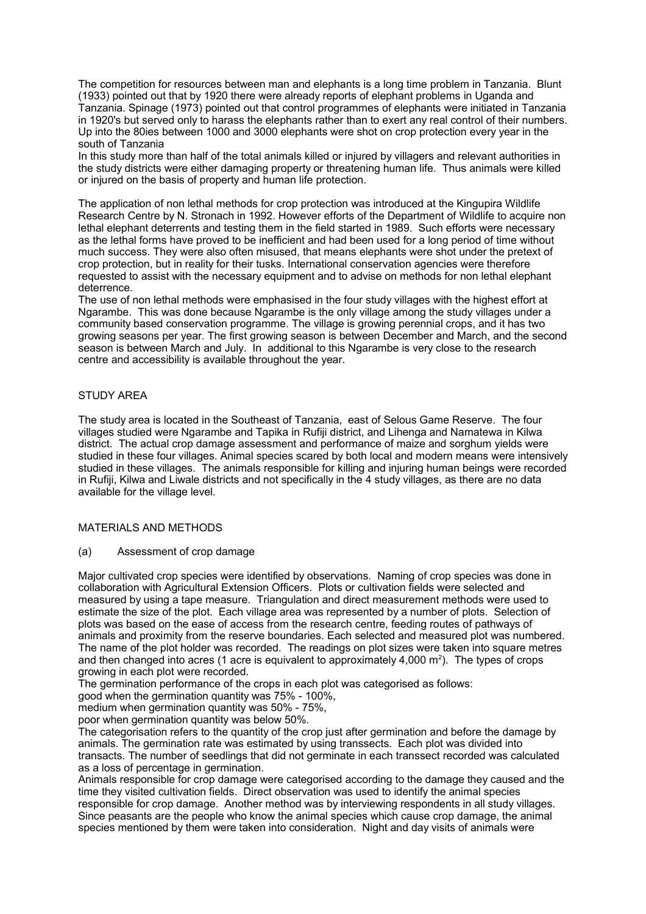The competition for resources between man and elephants is a long time problem in Tanzania. Blunt (1933) pointed out that by 1920 there were already reports of elephant problems in Uganda and Tanzania. Spinage (1973) pointed out that control programmes of elephants were initiated in Tanzania in 1920's but served only to harass the elephants rather than to exert any real control of their numbers. Up into the 80ies between 1000 and 3000 elephants were shot on crop protection every year in the south of Tanzania

In this study more than half of the total animals killed or injured by villagers and relevant authorities in the study districts were either damaging property or threatening human life. Thus animals were killed or injured on the basis of property and human life protection.

The application of non lethal methods for crop protection was introduced at the Kingupira Wildlife Research Centre by N. Stronach in 1992. However efforts of the Department of Wildlife to acquire non lethal elephant deterrents and testing them in the field started in 1989. Such efforts were necessary as the lethal forms have proved to be inefficient and had been used for a long period of time without much success. They were also often misused, that means elephants were shot under the pretext of crop protection, but in reality for their tusks. International conservation agencies were therefore requested to assist with the necessary equipment and to advise on methods for non lethal elephant deterrence.

The use of non lethal methods were emphasised in the four study villages with the highest effort at Ngarambe. This was done because Ngarambe is the only village among the study villages under a community based conservation programme. The village is growing perennial crops, and it has two growing seasons per year. The first growing season is between December and March, and the second season is between March and July. In additional to this Ngarambe is very close to the research centre and accessibility is available throughout the year.

## STUDY AREA

The study area is located in the Southeast of Tanzania, east of Selous Game Reserve. The four villages studied were Ngarambe and Tapika in Rufiji district, and Lihenga and Namatewa in Kilwa district. The actual crop damage assessment and performance of maize and sorghum yields were studied in these four villages. Animal species scared by both local and modern means were intensively studied in these villages. The animals responsible for killing and injuring human beings were recorded in Rufiji, Kilwa and Liwale districts and not specifically in the 4 study villages, as there are no data available for the village level.

## MATERIALS AND METHODS

### (a) Assessment of crop damage

Major cultivated crop species were identified by observations. Naming of crop species was done in collaboration with Agricultural Extension Officers. Plots or cultivation fields were selected and measured by using a tape measure. Triangulation and direct measurement methods were used to estimate the size of the plot. Each village area was represented by a number of plots. Selection of plots was based on the ease of access from the research centre, feeding routes of pathways of animals and proximity from the reserve boundaries. Each selected and measured plot was numbered. The name of the plot holder was recorded. The readings on plot sizes were taken into square metres and then changed into acres (1 acre is equivalent to approximately 4,000 $m^2$). The types of crops growing in each plot were recorded.

The germination performance of the crops in each plot was categorised as follows:

good when the germination quantity was 75% - 100%,

medium when germination quantity was 50% - 75%,

poor when germination quantity was below 50%.

The categorisation refers to the quantity of the crop just after germination and before the damage by animals. The germination rate was estimated by using transsects. Each plot was divided into transacts. The number of seedlings that did not germinate in each transsect recorded was calculated as a loss of percentage in germination.

Animals responsible for crop damage were categorised according to the damage they caused and the time they visited cultivation fields. Direct observation was used to identify the animal species responsible for crop damage. Another method was by interviewing respondents in all study villages. Since peasants are the people who know the animal species which cause crop damage, the animal species mentioned by them were taken into consideration. Night and day visits of animals were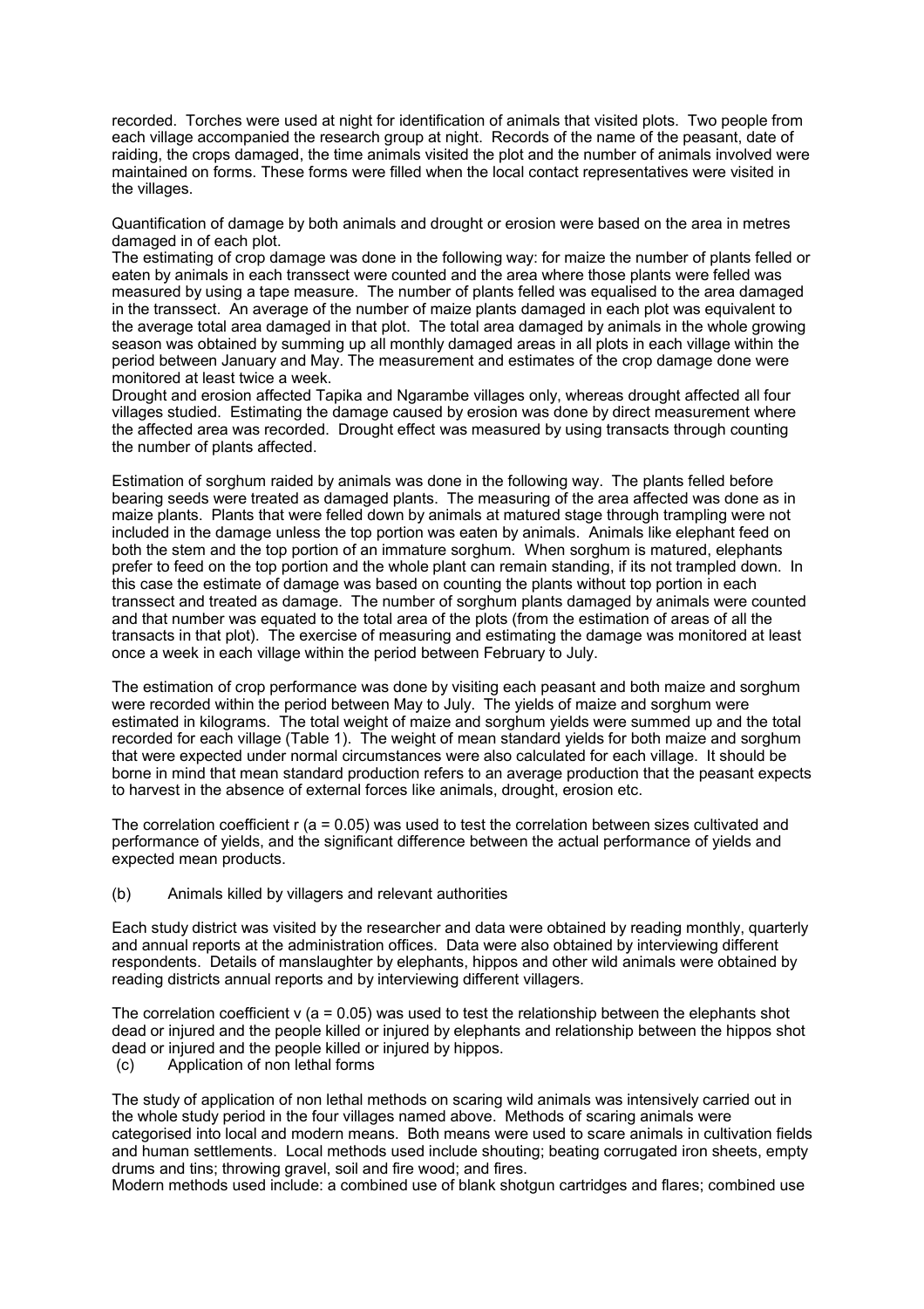recorded. Torches were used at night for identification of animals that visited plots. Two people from each village accompanied the research group at night. Records of the name of the peasant, date of raiding, the crops damaged, the time animals visited the plot and the number of animals involved were maintained on forms. These forms were filled when the local contact representatives were visited in the villages.

Quantification of damage by both animals and drought or erosion were based on the area in metres damaged in of each plot.

The estimating of crop damage was done in the following way: for maize the number of plants felled or eaten by animals in each transsect were counted and the area where those plants were felled was measured by using a tape measure. The number of plants felled was equalised to the area damaged in the transsect. An average of the number of maize plants damaged in each plot was equivalent to the average total area damaged in that plot. The total area damaged by animals in the whole growing season was obtained by summing up all monthly damaged areas in all plots in each village within the period between January and May. The measurement and estimates of the crop damage done were monitored at least twice a week.

Drought and erosion affected Tapika and Ngarambe villages only, whereas drought affected all four villages studied. Estimating the damage caused by erosion was done by direct measurement where the affected area was recorded. Drought effect was measured by using transacts through counting the number of plants affected.

Estimation of sorghum raided by animals was done in the following way. The plants felled before bearing seeds were treated as damaged plants. The measuring of the area affected was done as in maize plants. Plants that were felled down by animals at matured stage through trampling were not included in the damage unless the top portion was eaten by animals. Animals like elephant feed on both the stem and the top portion of an immature sorghum. When sorghum is matured, elephants prefer to feed on the top portion and the whole plant can remain standing, if its not trampled down. In this case the estimate of damage was based on counting the plants without top portion in each transsect and treated as damage. The number of sorghum plants damaged by animals were counted and that number was equated to the total area of the plots (from the estimation of areas of all the transacts in that plot). The exercise of measuring and estimating the damage was monitored at least once a week in each village within the period between February to July.

The estimation of crop performance was done by visiting each peasant and both maize and sorghum were recorded within the period between May to July. The yields of maize and sorghum were estimated in kilograms. The total weight of maize and sorghum yields were summed up and the total recorded for each village (Table 1). The weight of mean standard yields for both maize and sorghum that were expected under normal circumstances were also calculated for each village. It should be borne in mind that mean standard production refers to an average production that the peasant expects to harvest in the absence of external forces like animals, drought, erosion etc.

The correlation coefficient r (a = 0.05) was used to test the correlation between sizes cultivated and performance of yields, and the significant difference between the actual performance of yields and expected mean products.

(b) Animals killed by villagers and relevant authorities

Each study district was visited by the researcher and data were obtained by reading monthly, quarterly and annual reports at the administration offices. Data were also obtained by interviewing different respondents. Details of manslaughter by elephants, hippos and other wild animals were obtained by reading districts annual reports and by interviewing different villagers.

The correlation coefficient v (a = 0.05) was used to test the relationship between the elephants shot dead or injured and the people killed or injured by elephants and relationship between the hippos shot dead or injured and the people killed or injured by hippos.

(c) Application of non lethal forms

The study of application of non lethal methods on scaring wild animals was intensively carried out in the whole study period in the four villages named above. Methods of scaring animals were categorised into local and modern means. Both means were used to scare animals in cultivation fields and human settlements. Local methods used include shouting; beating corrugated iron sheets, empty drums and tins; throwing gravel, soil and fire wood; and fires.

Modern methods used include: a combined use of blank shotgun cartridges and flares; combined use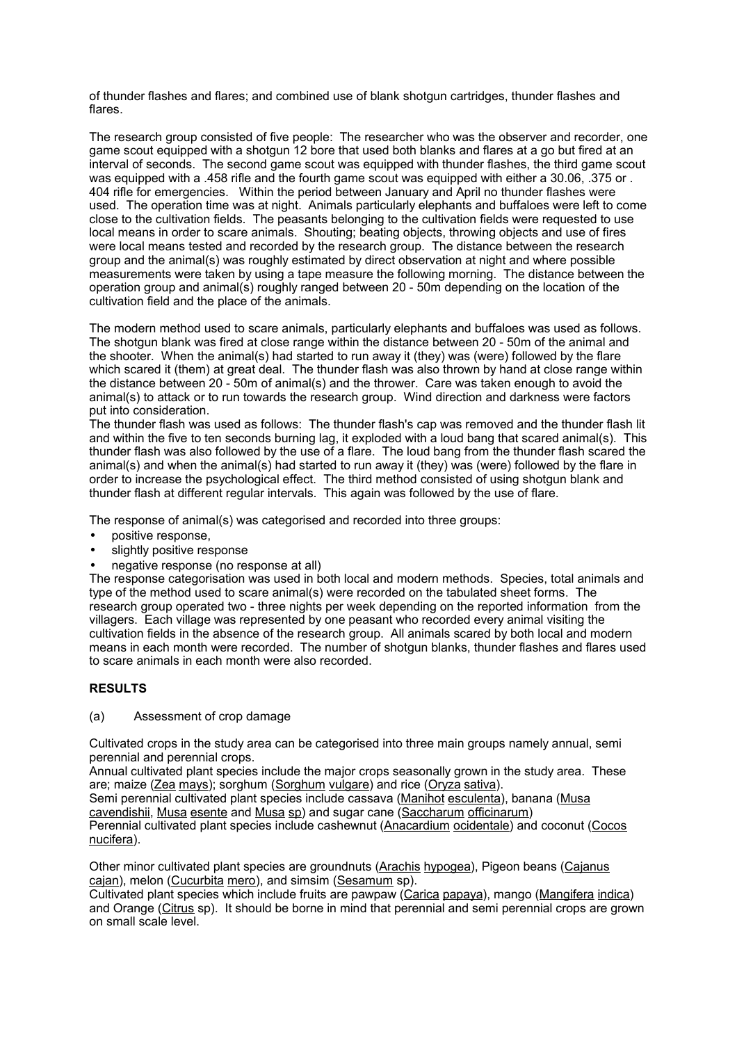of thunder flashes and flares; and combined use of blank shotgun cartridges, thunder flashes and flares.

The research group consisted of five people: The researcher who was the observer and recorder, one game scout equipped with a shotgun 12 bore that used both blanks and flares at a go but fired at an interval of seconds. The second game scout was equipped with thunder flashes, the third game scout was equipped with a .458 rifle and the fourth game scout was equipped with either a 30.06, .375 or .404 rifle for emergencies. Within the period between January and April no thunder flashes were used. The operation time was at night. Animals particularly elephants and buffaloes were left to come close to the cultivation fields. The peasants belonging to the cultivation fields were requested to use local means in order to scare animals. Shouting; beating objects, throwing objects and use of fires were local means tested and recorded by the research group. The distance between the research group and the animal(s) was roughly estimated by direct observation at night and where possible measurements were taken by using a tape measure the following morning. The distance between the operation group and animal(s) roughly ranged between 20 - 50m depending on the location of the cultivation field and the place of the animals.

The modern method used to scare animals, particularly elephants and buffaloes was used as follows. The shotgun blank was fired at close range within the distance between 20 - 50m of the animal and the shooter. When the animal(s) had started to run away it (they) was (were) followed by the flare which scared it (them) at great deal. The thunder flash was also thrown by hand at close range within the distance between 20 - 50m of animal(s) and the thrower. Care was taken enough to avoid the animal(s) to attack or to run towards the research group. Wind direction and darkness were factors put into consideration.

The thunder flash was used as follows: The thunder flash's cap was removed and the thunder flash lit and within the five to ten seconds burning lag, it exploded with a loud bang that scared animal(s). This thunder flash was also followed by the use of a flare. The loud bang from the thunder flash scared the animal(s) and when the animal(s) had started to run away it (they) was (were) followed by the flare in order to increase the psychological effect. The third method consisted of using shotgun blank and thunder flash at different regular intervals. This again was followed by the use of flare.

The response of animal(s) was categorised and recorded into three groups:

- positive response,
- slightly positive response
- negative response (no response at all)

The response categorisation was used in both local and modern methods. Species, total animals and type of the method used to scare animal(s) were recorded on the tabulated sheet forms. The research group operated two - three nights per week depending on the reported information from the villagers. Each village was represented by one peasant who recorded every animal visiting the cultivation fields in the absence of the research group. All animals scared by both local and modern means in each month were recorded. The number of shotgun blanks, thunder flashes and flares used to scare animals in each month were also recorded.

## RESULTS

(a) Assessment of crop damage

Cultivated crops in the study area can be categorised into three main groups namely annual, semi perennial and perennial crops.

Annual cultivated plant species include the major crops seasonally grown in the study area. These are; maize (Zea mays); sorghum (Sorghum vulgare) and rice (Oryza sativa).

Semi perennial cultivated plant species include cassava (Manihot esculenta), banana (Musa cavendishii, Musa esente and Musa sp) and sugar cane (Saccharum officinarum)

Perennial cultivated plant species include cashewnut (Anacardium ocidentale) and coconut (Cocos nucifera).

Other minor cultivated plant species are groundnuts (Arachis hypogea), Pigeon beans (Cajanus cajan), melon (Cucurbita mero), and simsim (Sesamum sp).

Cultivated plant species which include fruits are pawpaw (Carica papaya), mango (Mangifera indica) and Orange (Citrus sp). It should be borne in mind that perennial and semi perennial crops are grown on small scale level.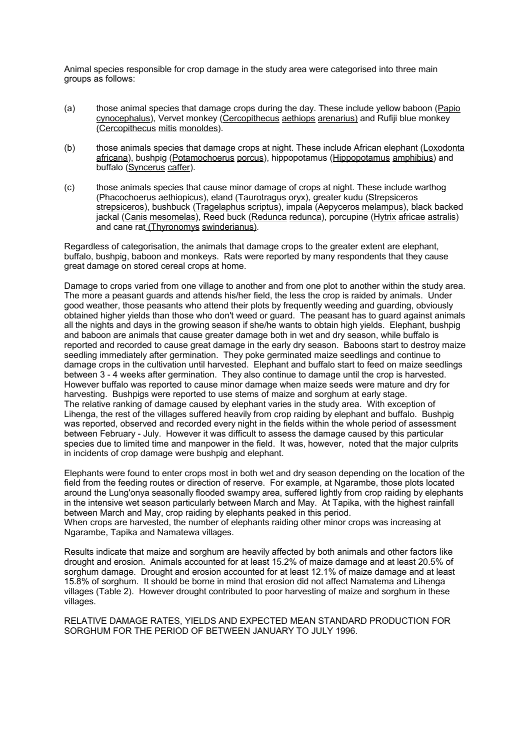Animal species responsible for crop damage in the study area were categorised into three main groups as follows:

(a) those animal species that damage crops during the day. These include yellow baboon (Papio cynocephalus), Vervet monkey (Cercopithecus aethiops arenarius) and Rufiji blue monkey (Cercopithecus mitis monoldes).

(b) those animals species that damage crops at night. These include African elephant (Loxodonta africana), bushpig (Potamochoerus porcus), hippopotamus (Hippopotamus amphibius) and buffalo (Syncerus caffer).

(c) those animals species that cause minor damage of crops at night. These include warthog (Phacochoerus aethiopicus), eland (Taurotragus oryx), greater kudu (Strepsiceros strepsiceros), bushbuck (Tragelaphus scriptus), impala (Aepyceros melampus), black backed jackal (Canis mesomelas), Reed buck (Redunca redunca), porcupine (Hytrix africae astralis) and cane rat (Thyronomys swinderianus).

Regardless of categorisation, the animals that damage crops to the greater extent are elephant, buffalo, bushpig, baboon and monkeys. Rats were reported by many respondents that they cause great damage on stored cereal crops at home.

Damage to crops varied from one village to another and from one plot to another within the study area. The more a peasant guards and attends his/her field, the less the crop is raided by animals. Under good weather, those peasants who attend their plots by frequently weeding and guarding, obviously obtained higher yields than those who don't weed or guard. The peasant has to guard against animals all the nights and days in the growing season if she/he wants to obtain high yields. Elephant, bushpig and baboon are animals that cause greater damage both in wet and dry season, while buffalo is reported and recorded to cause great damage in the early dry season. Baboons start to destroy maize seedling immediately after germination. They poke germinated maize seedlings and continue to damage crops in the cultivation until harvested. Elephant and buffalo start to feed on maize seedlings between 3 - 4 weeks after germination. They also continue to damage until the crop is harvested. However buffalo was reported to cause minor damage when maize seeds were mature and dry for harvesting. Bushpigs were reported to use stems of maize and sorghum at early stage.
The relative ranking of damage caused by elephant varies in the study area. With exception of Lihenga, the rest of the villages suffered heavily from crop raiding by elephant and buffalo. Bushpig was reported, observed and recorded every night in the fields within the whole period of assessment between February - July. However it was difficult to assess the damage caused by this particular species due to limited time and manpower in the field. It was, however, noted that the major culprits in incidents of crop damage were bushpig and elephant.

Elephants were found to enter crops most in both wet and dry season depending on the location of the field from the feeding routes or direction of reserve. For example, at Ngarambe, those plots located around the Lung'onya seasonally flooded swampy area, suffered lightly from crop raiding by elephants in the intensive wet season particularly between March and May. At Tapika, with the highest rainfall between March and May, crop raiding by elephants peaked in this period.
When crops are harvested, the number of elephants raiding other minor crops was increasing at Ngarambe, Tapika and Namatewa villages.

Results indicate that maize and sorghum are heavily affected by both animals and other factors like drought and erosion. Animals accounted for at least 15.2% of maize damage and at least 20.5% of sorghum damage. Drought and erosion accounted for at least 12.1% of maize damage and at least 15.8% of sorghum. It should be borne in mind that erosion did not affect Namatema and Lihenga villages (Table 2). However drought contributed to poor harvesting of maize and sorghum in these villages.

RELATIVE DAMAGE RATES, YIELDS AND EXPECTED MEAN STANDARD PRODUCTION FOR SORGHUM FOR THE PERIOD OF BETWEEN JANUARY TO JULY 1996.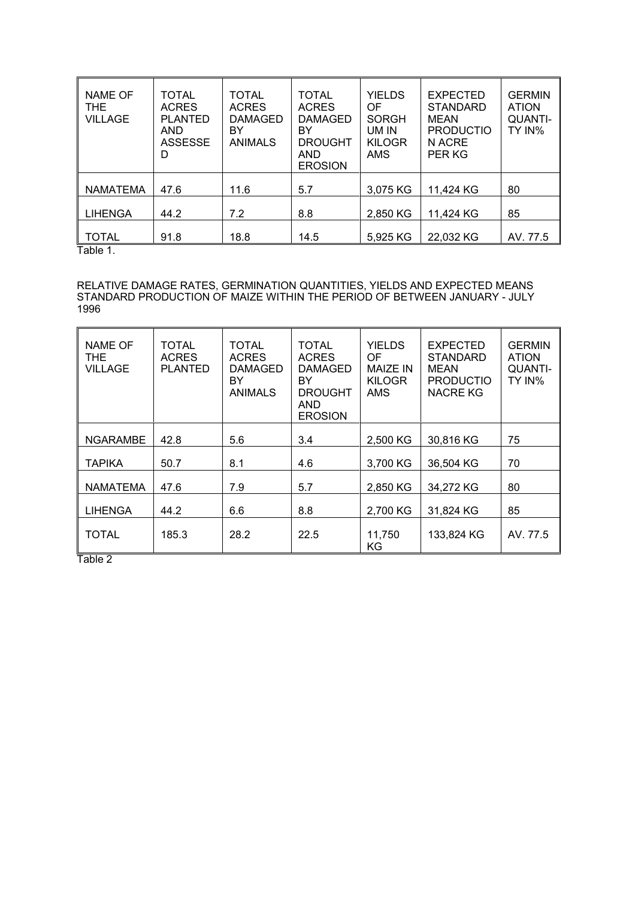| NAME OF THE VILLAGE | TOTAL ACRES PLANTED AND ASSESSED | TOTAL ACRES DAMAGED BY ANIMALS | TOTAL ACRES DAMAGED BY DROUGHT AND EROSION | YIELDS OF SORGHUM IN KILOGRAMS | EXPECTED STANDARD MEAN PRODUCTION ACRE PER KG | GERMINATION QUANTITY IN% |
|---|---|---|---|---|---|---|
| NAMATEMA | 47.6 | 11.6 | 5.7 | 3,075 KG | 11,424 KG | 80 |
| LIHENGA | 44.2 | 7.2 | 8.8 | 2,850 KG | 11,424 KG | 85 |
| TOTAL | 91.8 | 18.8 | 14.5 | 5,925 KG | 22,032 KG | AV. 77.5 |

Table 1.

RELATIVE DAMAGE RATES, GERMINATION QUANTITIES, YIELDS AND EXPECTED MEANS STANDARD PRODUCTION OF MAIZE WITHIN THE PERIOD OF BETWEEN JANUARY - JULY 1996

| NAME OF THE VILLAGE | TOTAL ACRES PLANTED | TOTAL ACRES DAMAGED BY ANIMALS | TOTAL ACRES DAMAGED BY DROUGHT AND EROSION | YIELDS OF MAIZE IN KILOGRAMS | EXPECTED STANDARD MEAN PRODUCTIONACRE KG | GERMINATION QUANTITY IN% |
|---|---|---|---|---|---|---|
| NGARAMBE | 42.8 | 5.6 | 3.4 | 2,500 KG | 30,816 KG | 75 |
| TAPIKA | 50.7 | 8.1 | 4.6 | 3,700 KG | 36,504 KG | 70 |
| NAMATEMA | 47.6 | 7.9 | 5.7 | 2,850 KG | 34,272 KG | 80 |
| LIHENGA | 44.2 | 6.6 | 8.8 | 2,700 KG | 31,824 KG | 85 |
| TOTAL | 185.3 | 28.2 | 22.5 | 11,750 KG | 133,824 KG | AV. 77.5 |

Table 2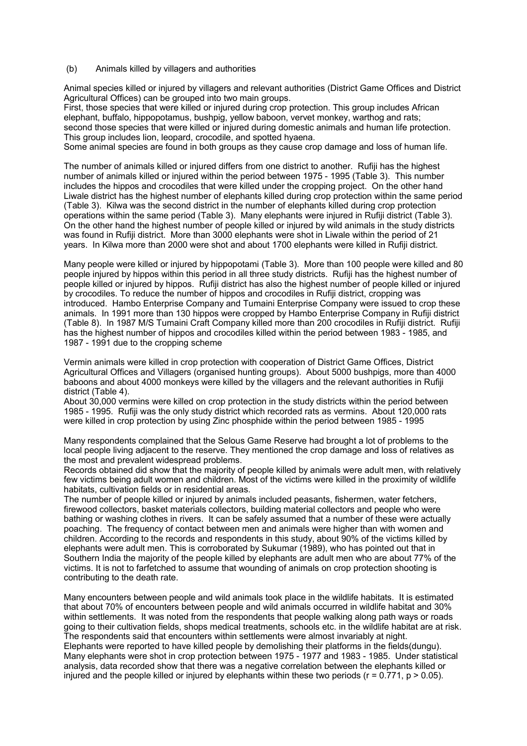(b) Animals killed by villagers and authorities

Animal species killed or injured by villagers and relevant authorities (District Game Offices and District Agricultural Offices) can be grouped into two main groups.
First, those species that were killed or injured during crop protection. This group includes African elephant, buffalo, hippopotamus, bushpig, yellow baboon, vervet monkey, warthog and rats; second those species that were killed or injured during domestic animals and human life protection. This group includes lion, leopard, crocodile, and spotted hyaena.
Some animal species are found in both groups as they cause crop damage and loss of human life.

The number of animals killed or injured differs from one district to another. Rufiji has the highest number of animals killed or injured within the period between 1975 - 1995 (Table 3). This number includes the hippos and crocodiles that were killed under the cropping project. On the other hand Liwale district has the highest number of elephants killed during crop protection within the same period (Table 3). Kilwa was the second district in the number of elephants killed during crop protection operations within the same period (Table 3). Many elephants were injured in Rufiji district (Table 3). On the other hand the highest number of people killed or injured by wild animals in the study districts was found in Rufiji district. More than 3000 elephants were shot in Liwale within the period of 21 years. In Kilwa more than 2000 were shot and about 1700 elephants were killed in Rufiji district.

Many people were killed or injured by hippopotami (Table 3). More than 100 people were killed and 80 people injured by hippos within this period in all three study districts. Rufiji has the highest number of people killed or injured by hippos. Rufiji district has also the highest number of people killed or injured by crocodiles. To reduce the number of hippos and crocodiles in Rufiji district, cropping was introduced. Hambo Enterprise Company and Tumaini Enterprise Company were issued to crop these animals. In 1991 more than 130 hippos were cropped by Hambo Enterprise Company in Rufiji district (Table 8). In 1987 M/S Tumaini Craft Company killed more than 200 crocodiles in Rufiji district. Rufiji has the highest number of hippos and crocodiles killed within the period between 1983 - 1985, and 1987 - 1991 due to the cropping scheme

Vermin animals were killed in crop protection with cooperation of District Game Offices, District Agricultural Offices and Villagers (organised hunting groups). About 5000 bushpigs, more than 4000 baboons and about 4000 monkeys were killed by the villagers and the relevant authorities in Rufiji district (Table 4).
About 30,000 vermins were killed on crop protection in the study districts within the period between 1985 - 1995. Rufiji was the only study district which recorded rats as vermins. About 120,000 rats were killed in crop protection by using Zinc phosphide within the period between 1985 - 1995

Many respondents complained that the Selous Game Reserve had brought a lot of problems to the local people living adjacent to the reserve. They mentioned the crop damage and loss of relatives as the most and prevalent widespread problems.
Records obtained did show that the majority of people killed by animals were adult men, with relatively few victims being adult women and children. Most of the victims were killed in the proximity of wildlife habitats, cultivation fields or in residential areas.
The number of people killed or injured by animals included peasants, fishermen, water fetchers, firewood collectors, basket materials collectors, building material collectors and people who were bathing or washing clothes in rivers. It can be safely assumed that a number of these were actually poaching. The frequency of contact between men and animals were higher than with women and children. According to the records and respondents in this study, about 90% of the victims killed by elephants were adult men. This is corroborated by Sukumar (1989), who has pointed out that in Southern India the majority of the people killed by elephants are adult men who are about 77% of the victims. It is not to farfetched to assume that wounding of animals on crop protection shooting is contributing to the death rate.

Many encounters between people and wild animals took place in the wildlife habitats. It is estimated that about 70% of encounters between people and wild animals occurred in wildlife habitat and 30% within settlements. It was noted from the respondents that people walking along path ways or roads going to their cultivation fields, shops medical treatments, schools etc. in the wildlife habitat are at risk. The respondents said that encounters within settlements were almost invariably at night.
Elephants were reported to have killed people by demolishing their platforms in the fields(dungu). Many elephants were shot in crop protection between 1975 - 1977 and 1983 - 1985. Under statistical analysis, data recorded show that there was a negative correlation between the elephants killed or injured and the people killed or injured by elephants within these two periods ($r = 0.771$, $p > 0.05$).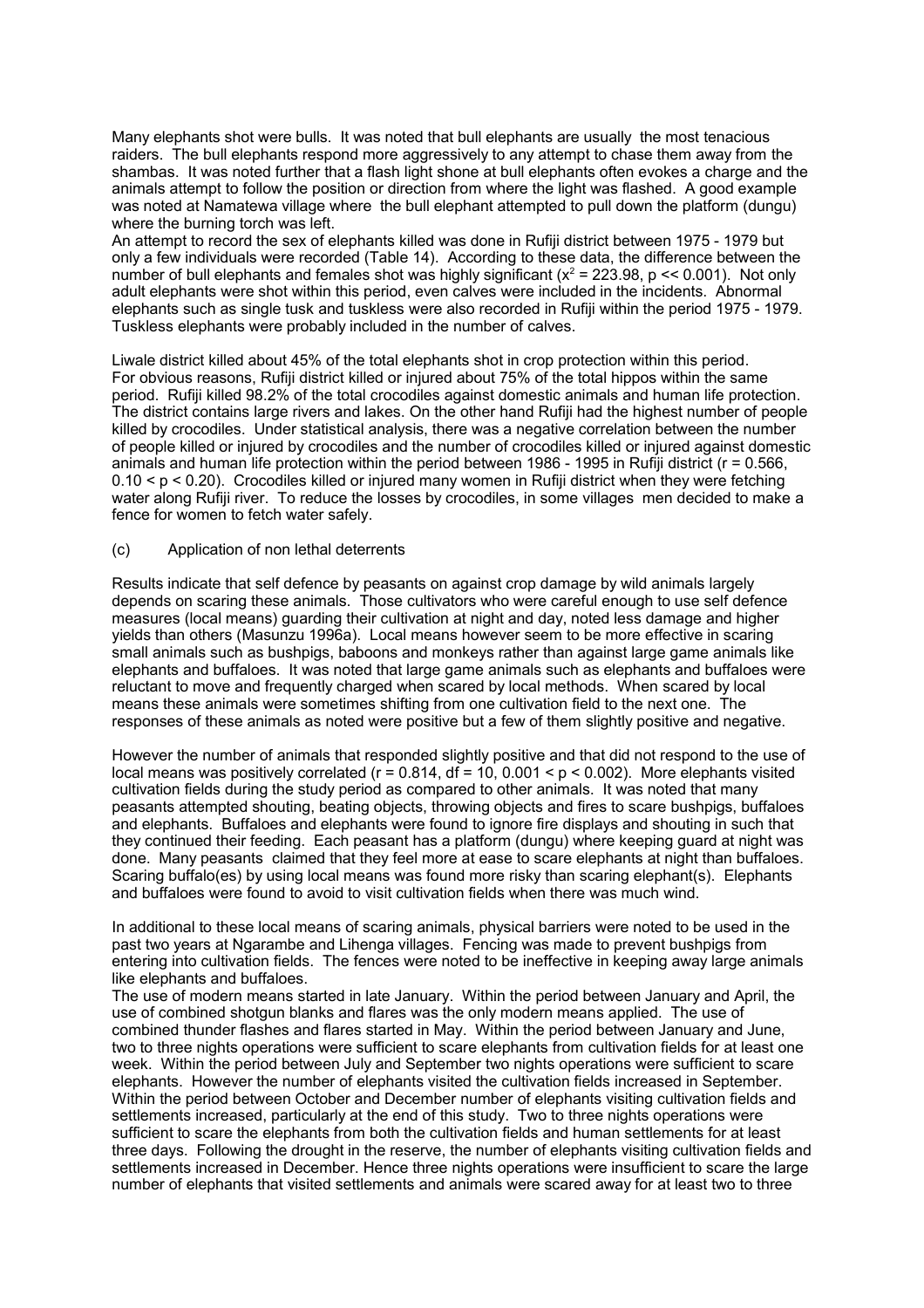Many elephants shot were bulls. It was noted that bull elephants are usually the most tenacious raiders. The bull elephants respond more aggressively to any attempt to chase them away from the shambas. It was noted further that a flash light shone at bull elephants often evokes a charge and the animals attempt to follow the position or direction from where the light was flashed. A good example was noted at Namatewa village where the bull elephant attempted to pull down the platform (dungu) where the burning torch was left.
An attempt to record the sex of elephants killed was done in Rufiji district between 1975 - 1979 but only a few individuals were recorded (Table 14). According to these data, the difference between the number of bull elephants and females shot was highly significant ($x^2$ = 223.98, $p << 0.001$). Not only adult elephants were shot within this period, even calves were included in the incidents. Abnormal elephants such as single tusk and tuskless were also recorded in Rufiji within the period 1975 - 1979. Tuskless elephants were probably included in the number of calves.

Liwale district killed about 45% of the total elephants shot in crop protection within this period. For obvious reasons, Rufiji district killed or injured about 75% of the total hippos within the same period. Rufiji killed 98.2% of the total crocodiles against domestic animals and human life protection. The district contains large rivers and lakes. On the other hand Rufiji had the highest number of people killed by crocodiles. Under statistical analysis, there was a negative correlation between the number of people killed or injured by crocodiles and the number of crocodiles killed or injured against domestic animals and human life protection within the period between 1986 - 1995 in Rufiji district ($r = 0.566$, $0.10 < p < 0.20$). Crocodiles killed or injured many women in Rufiji district when they were fetching water along Rufiji river. To reduce the losses by crocodiles, in some villages men decided to make a fence for women to fetch water safely.

(c) Application of non lethal deterrents

Results indicate that self defence by peasants on against crop damage by wild animals largely depends on scaring these animals. Those cultivators who were careful enough to use self defence measures (local means) guarding their cultivation at night and day, noted less damage and higher yields than others (Masunzu 1996a). Local means however seem to be more effective in scaring small animals such as bushpigs, baboons and monkeys rather than against large game animals like elephants and buffaloes. It was noted that large game animals such as elephants and buffaloes were reluctant to move and frequently charged when scared by local methods. When scared by local means these animals were sometimes shifting from one cultivation field to the next one. The responses of these animals as noted were positive but a few of them slightly positive and negative.

However the number of animals that responded slightly positive and that did not respond to the use of local means was positively correlated ($r = 0.814$, df = 10, $0.001 < p < 0.002$). More elephants visited cultivation fields during the study period as compared to other animals. It was noted that many peasants attempted shouting, beating objects, throwing objects and fires to scare bushpigs, buffaloes and elephants. Buffaloes and elephants were found to ignore fire displays and shouting in such that they continued their feeding. Each peasant has a platform (dungu) where keeping guard at night was done. Many peasants claimed that they feel more at ease to scare elephants at night than buffaloes. Scaring buffalo(es) by using local means was found more risky than scaring elephant(s). Elephants and buffaloes were found to avoid to visit cultivation fields when there was much wind.

In additional to these local means of scaring animals, physical barriers were noted to be used in the past two years at Ngarambe and Lihenga villages. Fencing was made to prevent bushpigs from entering into cultivation fields. The fences were noted to be ineffective in keeping away large animals like elephants and buffaloes.
The use of modern means started in late January. Within the period between January and April, the use of combined shotgun blanks and flares was the only modern means applied. The use of combined thunder flashes and flares started in May. Within the period between January and June, two to three nights operations were sufficient to scare elephants from cultivation fields for at least one week. Within the period between July and September two nights operations were sufficient to scare elephants. However the number of elephants visited the cultivation fields increased in September. Within the period between October and December number of elephants visiting cultivation fields and settlements increased, particularly at the end of this study. Two to three nights operations were sufficient to scare the elephants from both the cultivation fields and human settlements for at least three days. Following the drought in the reserve, the number of elephants visiting cultivation fields and settlements increased in December. Hence three nights operations were insufficient to scare the large number of elephants that visited settlements and animals were scared away for at least two to three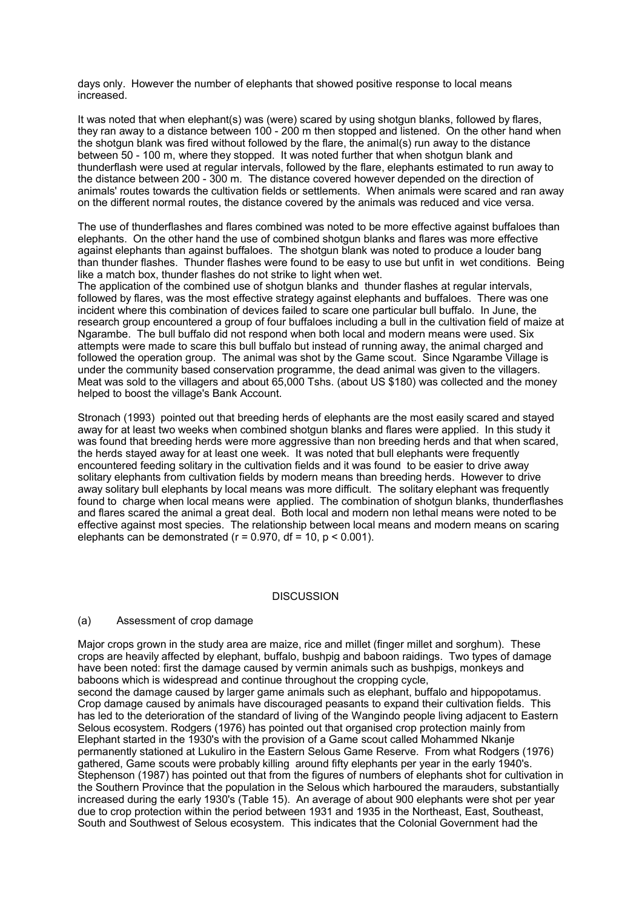days only. However the number of elephants that showed positive response to local means increased.

It was noted that when elephant(s) was (were) scared by using shotgun blanks, followed by flares, they ran away to a distance between 100 - 200 m then stopped and listened. On the other hand when the shotgun blank was fired without followed by the flare, the animal(s) run away to the distance between 50 - 100 m, where they stopped. It was noted further that when shotgun blank and thunderflash were used at regular intervals, followed by the flare, elephants estimated to run away to the distance between 200 - 300 m. The distance covered however depended on the direction of animals' routes towards the cultivation fields or settlements. When animals were scared and ran away on the different normal routes, the distance covered by the animals was reduced and vice versa.

The use of thunderflashes and flares combined was noted to be more effective against buffaloes than elephants. On the other hand the use of combined shotgun blanks and flares was more effective against elephants than against buffaloes. The shotgun blank was noted to produce a louder bang than thunder flashes. Thunder flashes were found to be easy to use but unfit in wet conditions. Being like a match box, thunder flashes do not strike to light when wet.
The application of the combined use of shotgun blanks and thunder flashes at regular intervals, followed by flares, was the most effective strategy against elephants and buffaloes. There was one incident where this combination of devices failed to scare one particular bull buffalo. In June, the research group encountered a group of four buffaloes including a bull in the cultivation field of maize at Ngarambe. The bull buffalo did not respond when both local and modern means were used. Six attempts were made to scare this bull buffalo but instead of running away, the animal charged and followed the operation group. The animal was shot by the Game scout. Since Ngarambe Village is under the community based conservation programme, the dead animal was given to the villagers. Meat was sold to the villagers and about 65,000 Tshs. (about US $180) was collected and the money helped to boost the village's Bank Account.

Stronach (1993) pointed out that breeding herds of elephants are the most easily scared and stayed away for at least two weeks when combined shotgun blanks and flares were applied. In this study it was found that breeding herds were more aggressive than non breeding herds and that when scared, the herds stayed away for at least one week. It was noted that bull elephants were frequently encountered feeding solitary in the cultivation fields and it was found to be easier to drive away solitary elephants from cultivation fields by modern means than breeding herds. However to drive away solitary bull elephants by local means was more difficult. The solitary elephant was frequently found to charge when local means were applied. The combination of shotgun blanks, thunderflashes and flares scared the animal a great deal. Both local and modern non lethal means were noted to be effective against most species. The relationship between local means and modern means on scaring elephants can be demonstrated ($r = 0.970$, $df = 10$, $p < 0.001$).

## DISCUSSION

### (a) Assessment of crop damage

Major crops grown in the study area are maize, rice and millet (finger millet and sorghum). These crops are heavily affected by elephant, buffalo, bushpig and baboon raidings. Two types of damage have been noted: first the damage caused by vermin animals such as bushpigs, monkeys and baboons which is widespread and continue throughout the cropping cycle,
second the damage caused by larger game animals such as elephant, buffalo and hippopotamus. Crop damage caused by animals have discouraged peasants to expand their cultivation fields. This has led to the deterioration of the standard of living of the Wangindo people living adjacent to Eastern Selous ecosystem. Rodgers (1976) has pointed out that organised crop protection mainly from Elephant started in the 1930's with the provision of a Game scout called Mohammed Nkanje permanently stationed at Lukuliro in the Eastern Selous Game Reserve. From what Rodgers (1976) gathered, Game scouts were probably killing around fifty elephants per year in the early 1940's. Stephenson (1987) has pointed out that from the figures of numbers of elephants shot for cultivation in the Southern Province that the population in the Selous which harboured the marauders, substantially increased during the early 1930's (Table 15). An average of about 900 elephants were shot per year due to crop protection within the period between 1931 and 1935 in the Northeast, East, Southeast, South and Southwest of Selous ecosystem. This indicates that the Colonial Government had the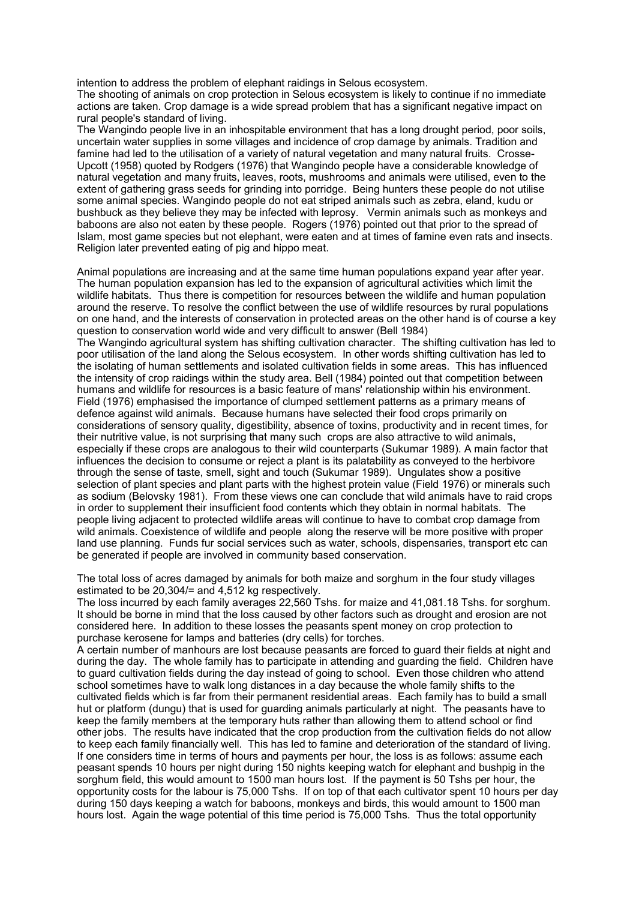intention to address the problem of elephant raidings in Selous ecosystem.

The shooting of animals on crop protection in Selous ecosystem is likely to continue if no immediate actions are taken. Crop damage is a wide spread problem that has a significant negative impact on rural people's standard of living.

The Wangindo people live in an inhospitable environment that has a long drought period, poor soils, uncertain water supplies in some villages and incidence of crop damage by animals. Tradition and famine had led to the utilisation of a variety of natural vegetation and many natural fruits. Crosse-Upcott (1958) quoted by Rodgers (1976) that Wangindo people have a considerable knowledge of natural vegetation and many fruits, leaves, roots, mushrooms and animals were utilised, even to the extent of gathering grass seeds for grinding into porridge. Being hunters these people do not utilise some animal species. Wangindo people do not eat striped animals such as zebra, eland, kudu or bushbuck as they believe they may be infected with leprosy. Vermin animals such as monkeys and baboons are also not eaten by these people. Rogers (1976) pointed out that prior to the spread of Islam, most game species but not elephant, were eaten and at times of famine even rats and insects. Religion later prevented eating of pig and hippo meat.

Animal populations are increasing and at the same time human populations expand year after year. The human population expansion has led to the expansion of agricultural activities which limit the wildlife habitats. Thus there is competition for resources between the wildlife and human population around the reserve. To resolve the conflict between the use of wildlife resources by rural populations on one hand, and the interests of conservation in protected areas on the other hand is of course a key question to conservation world wide and very difficult to answer (Bell 1984)

The Wangindo agricultural system has shifting cultivation character. The shifting cultivation has led to poor utilisation of the land along the Selous ecosystem. In other words shifting cultivation has led to the isolating of human settlements and isolated cultivation fields in some areas. This has influenced the intensity of crop raidings within the study area. Bell (1984) pointed out that competition between humans and wildlife for resources is a basic feature of mans' relationship within his environment. Field (1976) emphasised the importance of clumped settlement patterns as a primary means of defence against wild animals. Because humans have selected their food crops primarily on considerations of sensory quality, digestibility, absence of toxins, productivity and in recent times, for their nutritive value, is not surprising that many such crops are also attractive to wild animals, especially if these crops are analogous to their wild counterparts (Sukumar 1989). A main factor that influences the decision to consume or reject a plant is its palatability as conveyed to the herbivore through the sense of taste, smell, sight and touch (Sukumar 1989). Ungulates show a positive selection of plant species and plant parts with the highest protein value (Field 1976) or minerals such as sodium (Belovsky 1981). From these views one can conclude that wild animals have to raid crops in order to supplement their insufficient food contents which they obtain in normal habitats. The people living adjacent to protected wildlife areas will continue to have to combat crop damage from wild animals. Coexistence of wildlife and people along the reserve will be more positive with proper land use planning. Funds fur social services such as water, schools, dispensaries, transport etc can be generated if people are involved in community based conservation.

The total loss of acres damaged by animals for both maize and sorghum in the four study villages estimated to be 20,304/= and 4,512 kg respectively.

The loss incurred by each family averages 22,560 Tshs. for maize and 41,081.18 Tshs. for sorghum. It should be borne in mind that the loss caused by other factors such as drought and erosion are not considered here. In addition to these losses the peasants spent money on crop protection to purchase kerosene for lamps and batteries (dry cells) for torches.

A certain number of manhours are lost because peasants are forced to guard their fields at night and during the day. The whole family has to participate in attending and guarding the field. Children have to guard cultivation fields during the day instead of going to school. Even those children who attend school sometimes have to walk long distances in a day because the whole family shifts to the cultivated fields which is far from their permanent residential areas. Each family has to build a small hut or platform (dungu) that is used for guarding animals particularly at night. The peasants have to keep the family members at the temporary huts rather than allowing them to attend school or find other jobs. The results have indicated that the crop production from the cultivation fields do not allow to keep each family financially well. This has led to famine and deterioration of the standard of living. If one considers time in terms of hours and payments per hour, the loss is as follows: assume each peasant spends 10 hours per night during 150 nights keeping watch for elephant and bushpig in the sorghum field, this would amount to 1500 man hours lost. If the payment is 50 Tshs per hour, the opportunity costs for the labour is 75,000 Tshs. If on top of that each cultivator spent 10 hours per day during 150 days keeping a watch for baboons, monkeys and birds, this would amount to 1500 man hours lost. Again the wage potential of this time period is 75,000 Tshs. Thus the total opportunity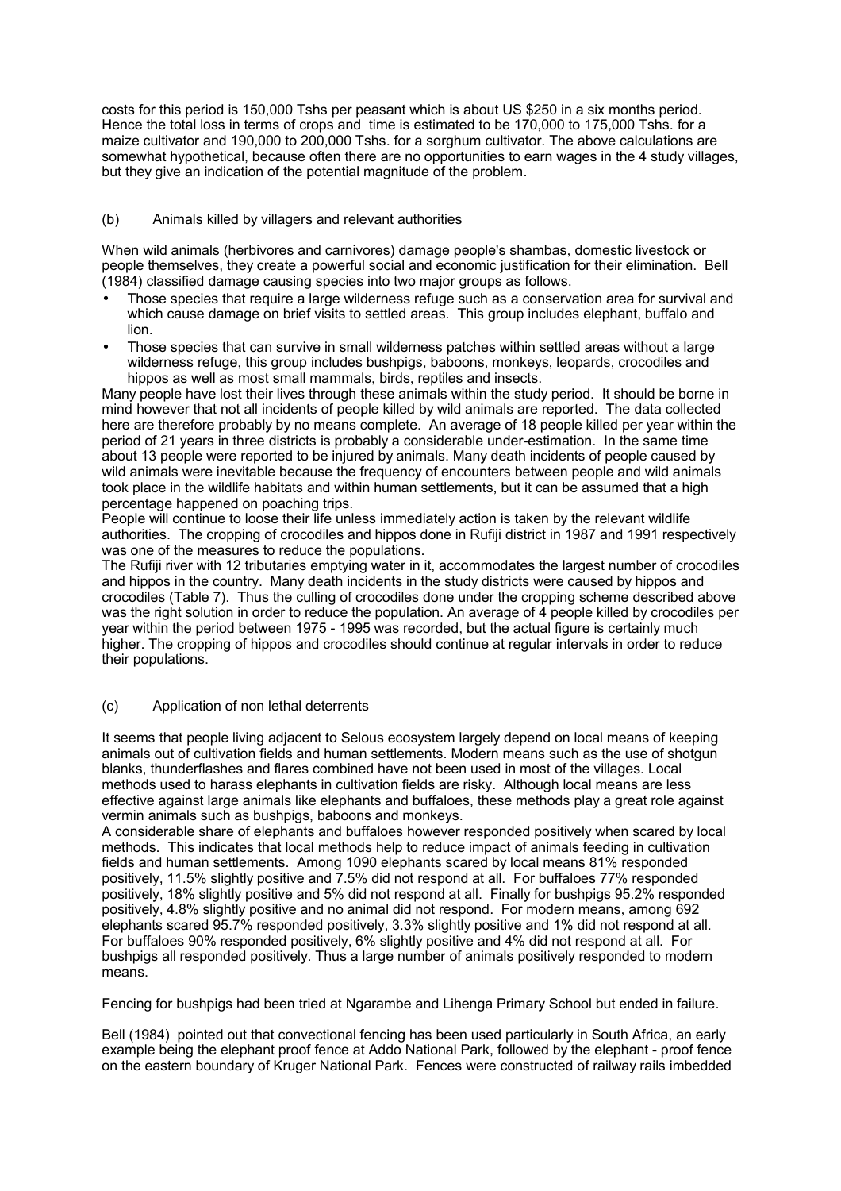costs for this period is 150,000 Tshs per peasant which is about US $250 in a six months period. Hence the total loss in terms of crops and time is estimated to be 170,000 to 175,000 Tshs. for a maize cultivator and 190,000 to 200,000 Tshs. for a sorghum cultivator. The above calculations are somewhat hypothetical, because often there are no opportunities to earn wages in the 4 study villages, but they give an indication of the potential magnitude of the problem.

(b) Animals killed by villagers and relevant authorities

When wild animals (herbivores and carnivores) damage people's shambas, domestic livestock or people themselves, they create a powerful social and economic justification for their elimination. Bell (1984) classified damage causing species into two major groups as follows.

- Those species that require a large wilderness refuge such as a conservation area for survival and which cause damage on brief visits to settled areas. This group includes elephant, buffalo and lion.
- Those species that can survive in small wilderness patches within settled areas without a large wilderness refuge, this group includes bushpigs, baboons, monkeys, leopards, crocodiles and hippos as well as most small mammals, birds, reptiles and insects.

Many people have lost their lives through these animals within the study period. It should be borne in mind however that not all incidents of people killed by wild animals are reported. The data collected here are therefore probably by no means complete. An average of 18 people killed per year within the period of 21 years in three districts is probably a considerable under-estimation. In the same time about 13 people were reported to be injured by animals. Many death incidents of people caused by wild animals were inevitable because the frequency of encounters between people and wild animals took place in the wildlife habitats and within human settlements, but it can be assumed that a high percentage happened on poaching trips.

People will continue to loose their life unless immediately action is taken by the relevant wildlife authorities. The cropping of crocodiles and hippos done in Rufiji district in 1987 and 1991 respectively was one of the measures to reduce the populations.

The Rufiji river with 12 tributaries emptying water in it, accommodates the largest number of crocodiles and hippos in the country. Many death incidents in the study districts were caused by hippos and crocodiles (Table 7). Thus the culling of crocodiles done under the cropping scheme described above was the right solution in order to reduce the population. An average of 4 people killed by crocodiles per year within the period between 1975 - 1995 was recorded, but the actual figure is certainly much higher. The cropping of hippos and crocodiles should continue at regular intervals in order to reduce their populations.

(c) Application of non lethal deterrents

It seems that people living adjacent to Selous ecosystem largely depend on local means of keeping animals out of cultivation fields and human settlements. Modern means such as the use of shotgun blanks, thunderflashes and flares combined have not been used in most of the villages. Local methods used to harass elephants in cultivation fields are risky. Although local means are less effective against large animals like elephants and buffaloes, these methods play a great role against vermin animals such as bushpigs, baboons and monkeys.

A considerable share of elephants and buffaloes however responded positively when scared by local methods. This indicates that local methods help to reduce impact of animals feeding in cultivation fields and human settlements. Among 1090 elephants scared by local means 81% responded positively, 11.5% slightly positive and 7.5% did not respond at all. For buffaloes 77% responded positively, 18% slightly positive and 5% did not respond at all. Finally for bushpigs 95.2% responded positively, 4.8% slightly positive and no animal did not respond. For modern means, among 692 elephants scared 95.7% responded positively, 3.3% slightly positive and 1% did not respond at all. For buffaloes 90% responded positively, 6% slightly positive and 4% did not respond at all. For bushpigs all responded positively. Thus a large number of animals positively responded to modern means.

Fencing for bushpigs had been tried at Ngarambe and Lihenga Primary School but ended in failure.

Bell (1984) pointed out that convectional fencing has been used particularly in South Africa, an early example being the elephant proof fence at Addo National Park, followed by the elephant - proof fence on the eastern boundary of Kruger National Park. Fences were constructed of railway rails imbedded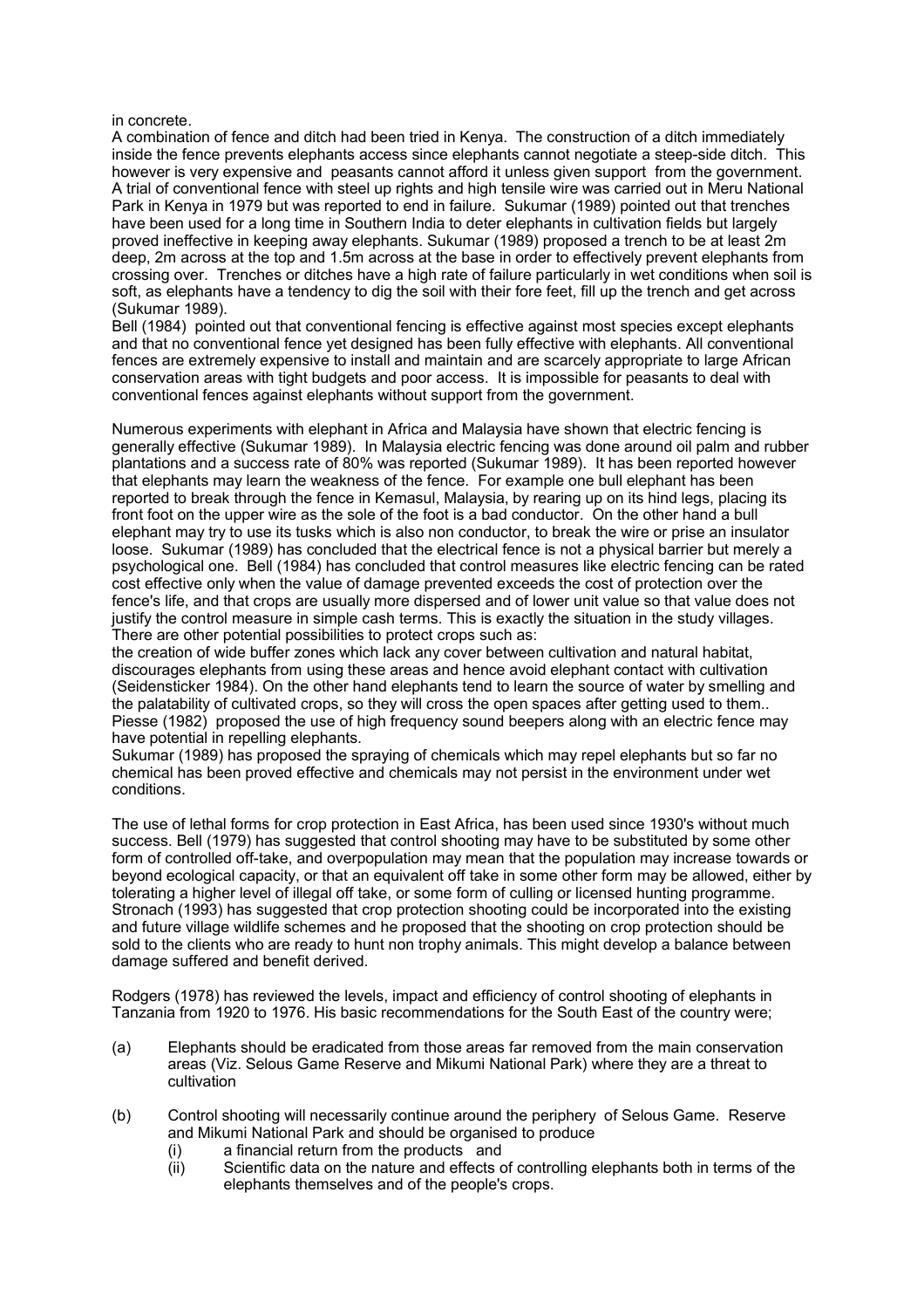in concrete.
A combination of fence and ditch had been tried in Kenya. The construction of a ditch immediately inside the fence prevents elephants access since elephants cannot negotiate a steep-side ditch. This however is very expensive and peasants cannot afford it unless given support from the government. A trial of conventional fence with steel up rights and high tensile wire was carried out in Meru National Park in Kenya in 1979 but was reported to end in failure. Sukumar (1989) pointed out that trenches have been used for a long time in Southern India to deter elephants in cultivation fields but largely proved ineffective in keeping away elephants. Sukumar (1989) proposed a trench to be at least 2m deep, 2m across at the top and 1.5m across at the base in order to effectively prevent elephants from crossing over. Trenches or ditches have a high rate of failure particularly in wet conditions when soil is soft, as elephants have a tendency to dig the soil with their fore feet, fill up the trench and get across (Sukumar 1989).
Bell (1984) pointed out that conventional fencing is effective against most species except elephants and that no conventional fence yet designed has been fully effective with elephants. All conventional fences are extremely expensive to install and maintain and are scarcely appropriate to large African conservation areas with tight budgets and poor access. It is impossible for peasants to deal with conventional fences against elephants without support from the government.

Numerous experiments with elephant in Africa and Malaysia have shown that electric fencing is generally effective (Sukumar 1989). In Malaysia electric fencing was done around oil palm and rubber plantations and a success rate of 80% was reported (Sukumar 1989). It has been reported however that elephants may learn the weakness of the fence. For example one bull elephant has been reported to break through the fence in Kemasul, Malaysia, by rearing up on its hind legs, placing its front foot on the upper wire as the sole of the foot is a bad conductor. On the other hand a bull elephant may try to use its tusks which is also non conductor, to break the wire or prise an insulator loose. Sukumar (1989) has concluded that the electrical fence is not a physical barrier but merely a psychological one. Bell (1984) has concluded that control measures like electric fencing can be rated cost effective only when the value of damage prevented exceeds the cost of protection over the fence's life, and that crops are usually more dispersed and of lower unit value so that value does not justify the control measure in simple cash terms. This is exactly the situation in the study villages.
There are other potential possibilities to protect crops such as:
the creation of wide buffer zones which lack any cover between cultivation and natural habitat, discourages elephants from using these areas and hence avoid elephant contact with cultivation (Seidensticker 1984). On the other hand elephants tend to learn the source of water by smelling and the palatability of cultivated crops, so they will cross the open spaces after getting used to them.. Piesse (1982) proposed the use of high frequency sound beepers along with an electric fence may have potential in repelling elephants.
Sukumar (1989) has proposed the spraying of chemicals which may repel elephants but so far no chemical has been proved effective and chemicals may not persist in the environment under wet conditions.

The use of lethal forms for crop protection in East Africa, has been used since 1930's without much success. Bell (1979) has suggested that control shooting may have to be substituted by some other form of controlled off-take, and overpopulation may mean that the population may increase towards or beyond ecological capacity, or that an equivalent off take in some other form may be allowed, either by tolerating a higher level of illegal off take, or some form of culling or licensed hunting programme. Stronach (1993) has suggested that crop protection shooting could be incorporated into the existing and future village wildlife schemes and he proposed that the shooting on crop protection should be sold to the clients who are ready to hunt non trophy animals. This might develop a balance between damage suffered and benefit derived.

Rodgers (1978) has reviewed the levels, impact and efficiency of control shooting of elephants in Tanzania from 1920 to 1976. His basic recommendations for the South East of the country were;

(a) Elephants should be eradicated from those areas far removed from the main conservation areas (Viz. Selous Game Reserve and Mikumi National Park) where they are a threat to cultivation

(b) Control shooting will necessarily continue around the periphery of Selous Game. Reserve and Mikumi National Park and should be organised to produce
  (i) a financial return from the products and
  (ii) Scientific data on the nature and effects of controlling elephants both in terms of the elephants themselves and of the people's crops.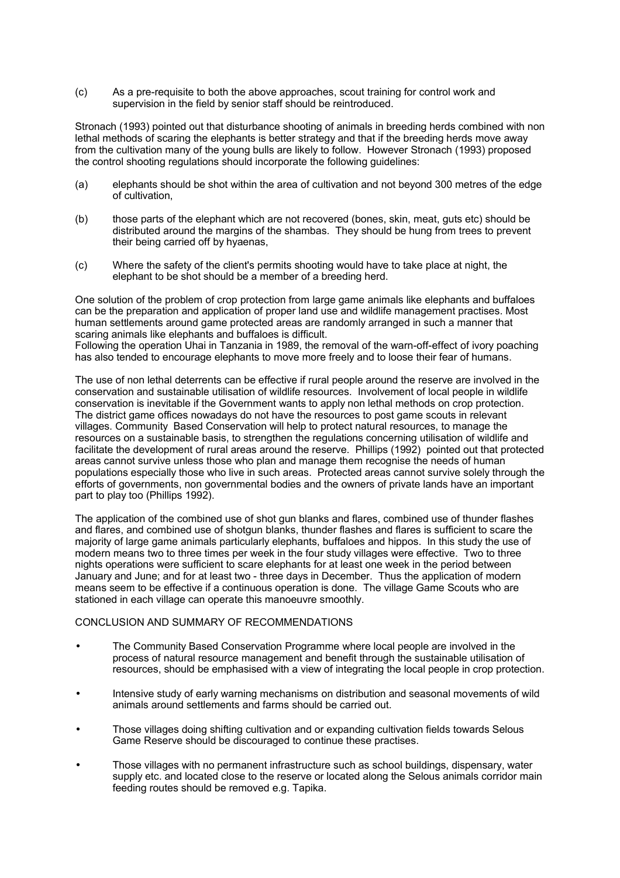(c) As a pre-requisite to both the above approaches, scout training for control work and supervision in the field by senior staff should be reintroduced.

Stronach (1993) pointed out that disturbance shooting of animals in breeding herds combined with non lethal methods of scaring the elephants is better strategy and that if the breeding herds move away from the cultivation many of the young bulls are likely to follow. However Stronach (1993) proposed the control shooting regulations should incorporate the following guidelines:

(a) elephants should be shot within the area of cultivation and not beyond 300 metres of the edge of cultivation,

(b) those parts of the elephant which are not recovered (bones, skin, meat, guts etc) should be distributed around the margins of the shambas. They should be hung from trees to prevent their being carried off by hyaenas,

(c) Where the safety of the client's permits shooting would have to take place at night, the elephant to be shot should be a member of a breeding herd.

One solution of the problem of crop protection from large game animals like elephants and buffaloes can be the preparation and application of proper land use and wildlife management practises. Most human settlements around game protected areas are randomly arranged in such a manner that scaring animals like elephants and buffaloes is difficult.
Following the operation Uhai in Tanzania in 1989, the removal of the warn-off-effect of ivory poaching has also tended to encourage elephants to move more freely and to loose their fear of humans.

The use of non lethal deterrents can be effective if rural people around the reserve are involved in the conservation and sustainable utilisation of wildlife resources. Involvement of local people in wildlife conservation is inevitable if the Government wants to apply non lethal methods on crop protection. The district game offices nowadays do not have the resources to post game scouts in relevant villages. Community Based Conservation will help to protect natural resources, to manage the resources on a sustainable basis, to strengthen the regulations concerning utilisation of wildlife and facilitate the development of rural areas around the reserve. Phillips (1992) pointed out that protected areas cannot survive unless those who plan and manage them recognise the needs of human populations especially those who live in such areas. Protected areas cannot survive solely through the efforts of governments, non governmental bodies and the owners of private lands have an important part to play too (Phillips 1992).

The application of the combined use of shot gun blanks and flares, combined use of thunder flashes and flares, and combined use of shotgun blanks, thunder flashes and flares is sufficient to scare the majority of large game animals particularly elephants, buffaloes and hippos. In this study the use of modern means two to three times per week in the four study villages were effective. Two to three nights operations were sufficient to scare elephants for at least one week in the period between January and June; and for at least two - three days in December. Thus the application of modern means seem to be effective if a continuous operation is done. The village Game Scouts who are stationed in each village can operate this manoeuvre smoothly.

## CONCLUSION AND SUMMARY OF RECOMMENDATIONS

- The Community Based Conservation Programme where local people are involved in the process of natural resource management and benefit through the sustainable utilisation of resources, should be emphasised with a view of integrating the local people in crop protection.
- Intensive study of early warning mechanisms on distribution and seasonal movements of wild animals around settlements and farms should be carried out.
- Those villages doing shifting cultivation and or expanding cultivation fields towards Selous Game Reserve should be discouraged to continue these practises.
- Those villages with no permanent infrastructure such as school buildings, dispensary, water supply etc. and located close to the reserve or located along the Selous animals corridor main feeding routes should be removed e.g. Tapika.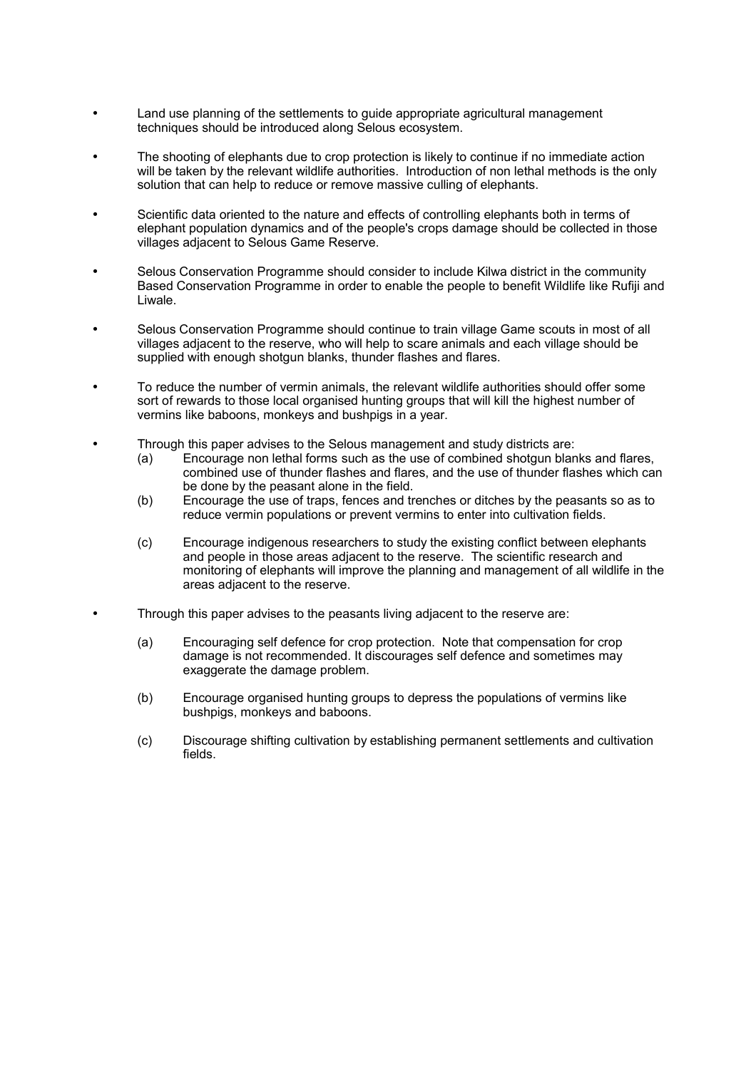- Land use planning of the settlements to guide appropriate agricultural management techniques should be introduced along Selous ecosystem.

- The shooting of elephants due to crop protection is likely to continue if no immediate action will be taken by the relevant wildlife authorities. Introduction of non lethal methods is the only solution that can help to reduce or remove massive culling of elephants.

- Scientific data oriented to the nature and effects of controlling elephants both in terms of elephant population dynamics and of the people's crops damage should be collected in those villages adjacent to Selous Game Reserve.

- Selous Conservation Programme should consider to include Kilwa district in the community Based Conservation Programme in order to enable the people to benefit Wildlife like Rufiji and Liwale.

- Selous Conservation Programme should continue to train village Game scouts in most of all villages adjacent to the reserve, who will help to scare animals and each village should be supplied with enough shotgun blanks, thunder flashes and flares.

- To reduce the number of vermin animals, the relevant wildlife authorities should offer some sort of rewards to those local organised hunting groups that will kill the highest number of vermins like baboons, monkeys and bushpigs in a year.

- Through this paper advises to the Selous management and study districts are:
  - (a) Encourage non lethal forms such as the use of combined shotgun blanks and flares, combined use of thunder flashes and flares, and the use of thunder flashes which can be done by the peasant alone in the field.
  - (b) Encourage the use of traps, fences and trenches or ditches by the peasants so as to reduce vermin populations or prevent vermins to enter into cultivation fields.
  - (c) Encourage indigenous researchers to study the existing conflict between elephants and people in those areas adjacent to the reserve. The scientific research and monitoring of elephants will improve the planning and management of all wildlife in the areas adjacent to the reserve.

- Through this paper advises to the peasants living adjacent to the reserve are:
  - (a) Encouraging self defence for crop protection. Note that compensation for crop damage is not recommended. It discourages self defence and sometimes may exaggerate the damage problem.
  - (b) Encourage organised hunting groups to depress the populations of vermins like bushpigs, monkeys and baboons.
  - (c) Discourage shifting cultivation by establishing permanent settlements and cultivation fields.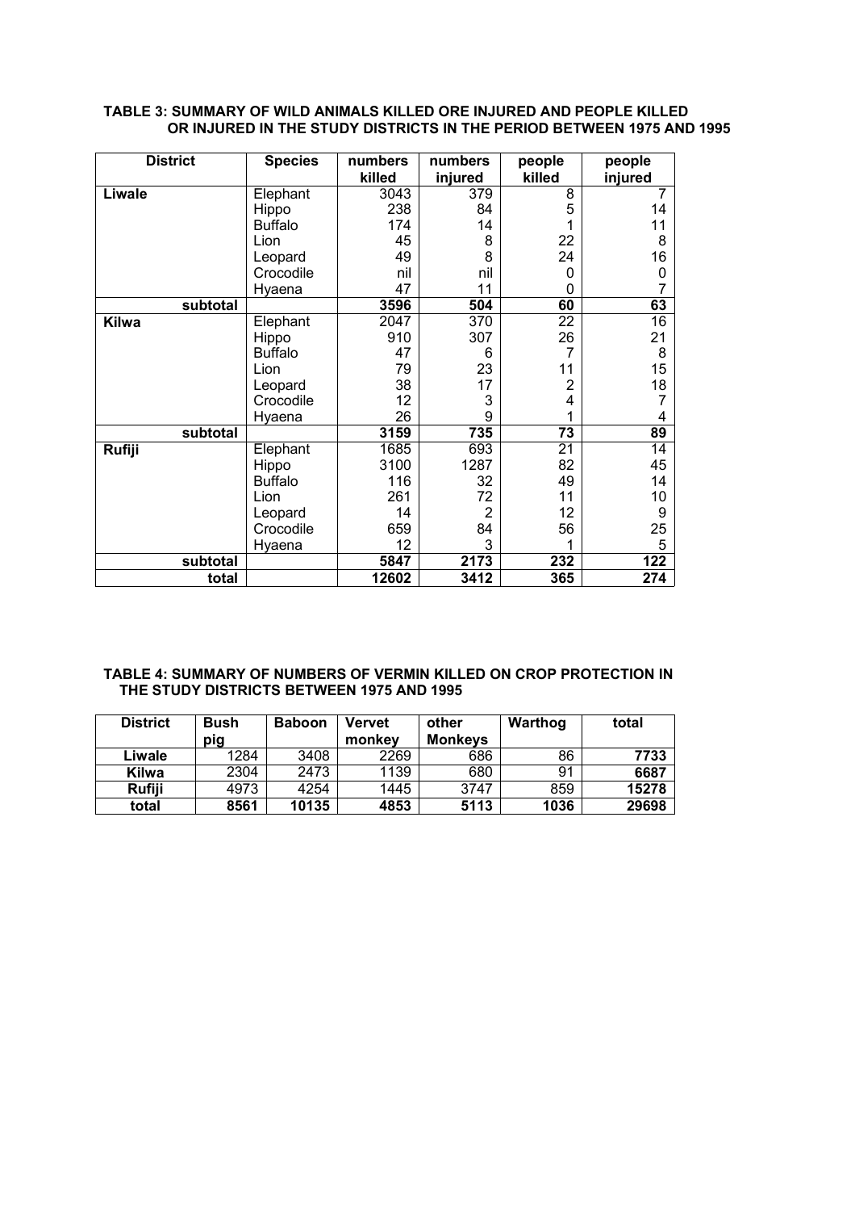**TABLE 3: SUMMARY OF WILD ANIMALS KILLED ORE INJURED AND PEOPLE KILLED OR INJURED IN THE STUDY DISTRICTS IN THE PERIOD BETWEEN 1975 AND 1995**

| District | Species | numbers killed | numbers injured | people killed | people injured |
|---|---|---|---|---|---|
| **Liwale** | Elephant | 3043 | 379 | 8 | 7 |
| | Hippo | 238 | 84 | 5 | 14 |
| | Buffalo | 174 | 14 | 1 | 11 |
| | Lion | 45 | 8 | 22 | 8 |
| | Leopard | 49 | 8 | 24 | 16 |
| | Crocodile | nil | nil | 0 | 0 |
| | Hyaena | 47 | 11 | 0 | 7 |
| **subtotal** | | **3596** | **504** | **60** | **63** |
| **Kilwa** | Elephant | 2047 | 370 | 22 | 16 |
| | Hippo | 910 | 307 | 26 | 21 |
| | Buffalo | 47 | 6 | 7 | 8 |
| | Lion | 79 | 23 | 11 | 15 |
| | Leopard | 38 | 17 | 2 | 18 |
| | Crocodile | 12 | 3 | 4 | 7 |
| | Hyaena | 26 | 9 | 1 | 4 |
| **subtotal** | | **3159** | **735** | **73** | **89** |
| **Rufiji** | Elephant | 1685 | 693 | 21 | 14 |
| | Hippo | 3100 | 1287 | 82 | 45 |
| | Buffalo | 116 | 32 | 49 | 14 |
| | Lion | 261 | 72 | 11 | 10 |
| | Leopard | 14 | 2 | 12 | 9 |
| | Crocodile | 659 | 84 | 56 | 25 |
| | Hyaena | 12 | 3 | 1 | 5 |
| **subtotal** | | **5847** | **2173** | **232** | **122** |
| **total** | | **12602** | **3412** | **365** | **274** |

**TABLE 4: SUMMARY OF NUMBERS OF VERMIN KILLED ON CROP PROTECTION IN THE STUDY DISTRICTS BETWEEN 1975 AND 1995**

| District | Bush pig | Baboon | Vervet monkey | other Monkeys | Warthog | total |
|---|---|---|---|---|---|---|
| **Liwale** | 1284 | 3408 | 2269 | 686 | 86 | **7733** |
| **Kilwa** | 2304 | 2473 | 1139 | 680 | 91 | **6687** |
| **Rufiji** | 4973 | 4254 | 1445 | 3747 | 859 | **15278** |
| **total** | **8561** | **10135** | **4853** | **5113** | **1036** | **29698** |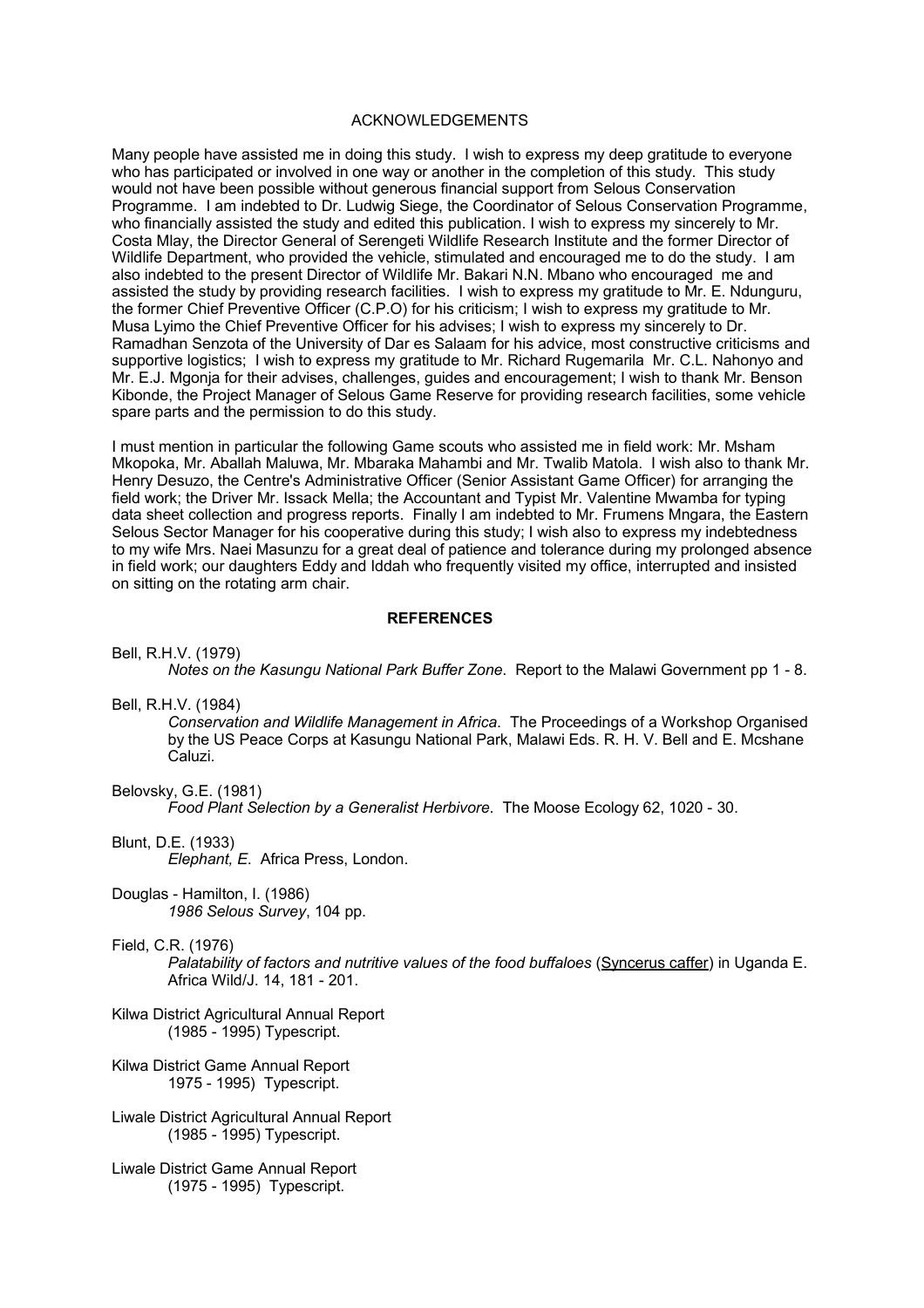## ACKNOWLEDGEMENTS

Many people have assisted me in doing this study. I wish to express my deep gratitude to everyone who has participated or involved in one way or another in the completion of this study. This study would not have been possible without generous financial support from Selous Conservation Programme. I am indebted to Dr. Ludwig Siege, the Coordinator of Selous Conservation Programme, who financially assisted the study and edited this publication. I wish to express my sincerely to Mr. Costa Mlay, the Director General of Serengeti Wildlife Research Institute and the former Director of Wildlife Department, who provided the vehicle, stimulated and encouraged me to do the study. I am also indebted to the present Director of Wildlife Mr. Bakari N.N. Mbano who encouraged me and assisted the study by providing research facilities. I wish to express my gratitude to Mr. E. Ndunguru, the former Chief Preventive Officer (C.P.O) for his criticism; I wish to express my gratitude to Mr. Musa Lyimo the Chief Preventive Officer for his advises; I wish to express my sincerely to Dr. Ramadhan Senzota of the University of Dar es Salaam for his advice, most constructive criticisms and supportive logistics; I wish to express my gratitude to Mr. Richard Rugemarila Mr. C.L. Nahonyo and Mr. E.J. Mgonja for their advises, challenges, guides and encouragement; I wish to thank Mr. Benson Kibonde, the Project Manager of Selous Game Reserve for providing research facilities, some vehicle spare parts and the permission to do this study.

I must mention in particular the following Game scouts who assisted me in field work: Mr. Msham Mkopoka, Mr. Aballah Maluwa, Mr. Mbaraka Mahambi and Mr. Twalib Matola. I wish also to thank Mr. Henry Desuzo, the Centre's Administrative Officer (Senior Assistant Game Officer) for arranging the field work; the Driver Mr. Issack Mella; the Accountant and Typist Mr. Valentine Mwamba for typing data sheet collection and progress reports. Finally I am indebted to Mr. Frumens Mngara, the Eastern Selous Sector Manager for his cooperative during this study; I wish also to express my indebtedness to my wife Mrs. Naei Masunzu for a great deal of patience and tolerance during my prolonged absence in field work; our daughters Eddy and Iddah who frequently visited my office, interrupted and insisted on sitting on the rotating arm chair.

## REFERENCES

Bell, R.H.V. (1979)
*Notes on the Kasungu National Park Buffer Zone.* Report to the Malawi Government pp 1 - 8.

Bell, R.H.V. (1984)
*Conservation and Wildlife Management in Africa.* The Proceedings of a Workshop Organised by the US Peace Corps at Kasungu National Park, Malawi Eds. R. H. V. Bell and E. Mcshane Caluzi.

Belovsky, G.E. (1981)
*Food Plant Selection by a Generalist Herbivore.* The Moose Ecology 62, 1020 - 30.

Blunt, D.E. (1933)
*Elephant, E.* Africa Press, London.

Douglas - Hamilton, I. (1986)
*1986 Selous Survey*, 104 pp.

Field, C.R. (1976)
*Palatability of factors and nutritive values of the food buffaloes* (Syncerus caffer) in Uganda E. Africa Wild/J. 14, 181 - 201.

Kilwa District Agricultural Annual Report
(1985 - 1995) Typescript.

Kilwa District Game Annual Report
1975 - 1995) Typescript.

Liwale District Agricultural Annual Report
(1985 - 1995) Typescript.

Liwale District Game Annual Report
(1975 - 1995) Typescript.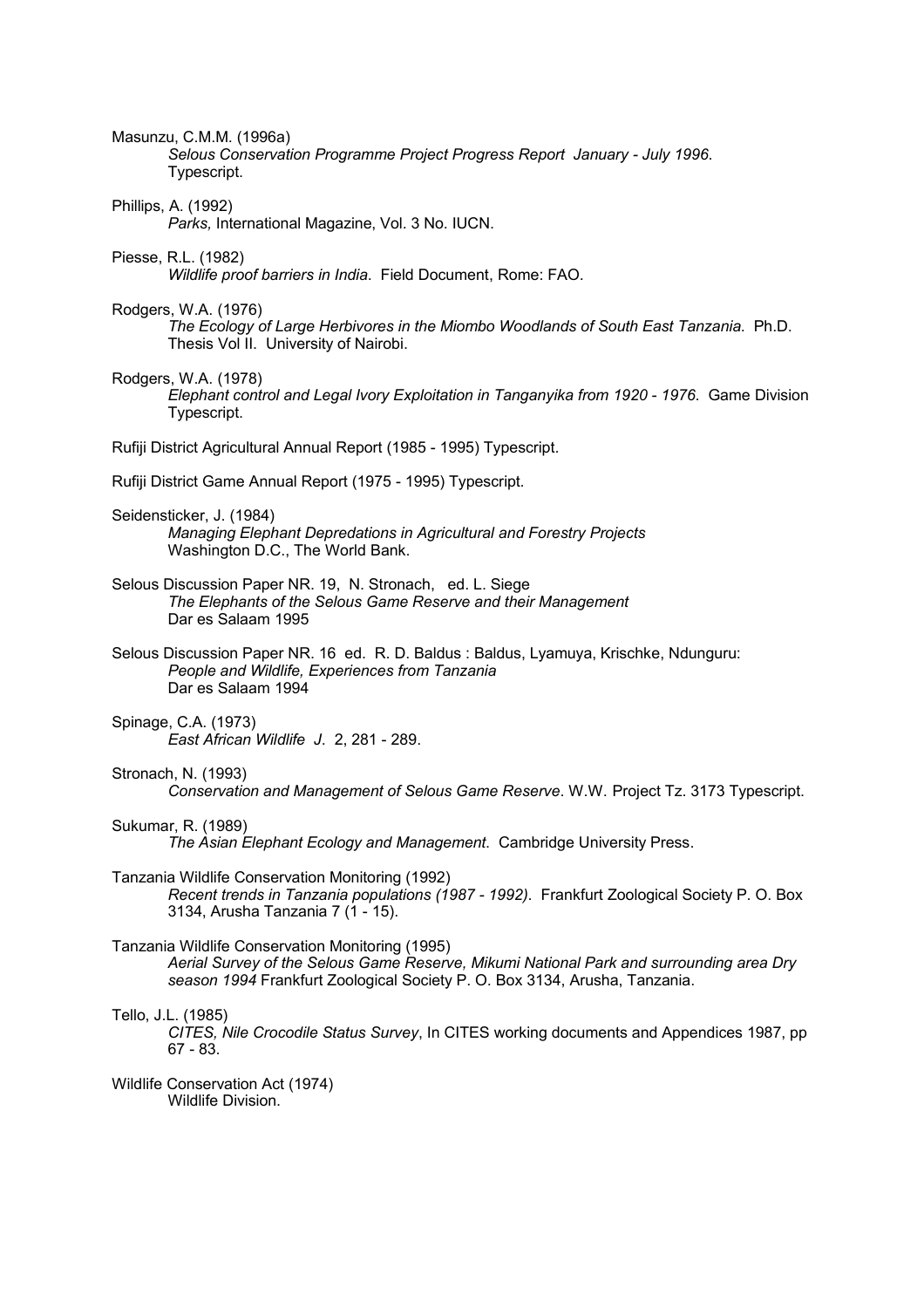Masunzu, C.M.M. (1996a)
*Selous Conservation Programme Project Progress Report January - July 1996*. Typescript.

Phillips, A. (1992)
*Parks,* International Magazine, Vol. 3 No. IUCN.

Piesse, R.L. (1982)
*Wildlife proof barriers in India*. Field Document, Rome: FAO.

Rodgers, W.A. (1976)
*The Ecology of Large Herbivores in the Miombo Woodlands of South East Tanzania.* Ph.D. Thesis Vol II. University of Nairobi.

Rodgers, W.A. (1978)
*Elephant control and Legal Ivory Exploitation in Tanganyika from 1920 - 1976*. Game Division Typescript.

Rufiji District Agricultural Annual Report (1985 - 1995) Typescript.

Rufiji District Game Annual Report (1975 - 1995) Typescript.

Seidensticker, J. (1984)
*Managing Elephant Depredations in Agricultural and Forestry Projects*
Washington D.C., The World Bank.

Selous Discussion Paper NR. 19, N. Stronach, ed. L. Siege
*The Elephants of the Selous Game Reserve and their Management*
Dar es Salaam 1995

Selous Discussion Paper NR. 16 ed. R. D. Baldus : Baldus, Lyamuya, Krischke, Ndunguru:
*People and Wildlife, Experiences from Tanzania*
Dar es Salaam 1994

Spinage, C.A. (1973)
*East African Wildlife J*. 2, 281 - 289.

Stronach, N. (1993)
*Conservation and Management of Selous Game Reserve*. W.W. Project Tz. 3173 Typescript.

Sukumar, R. (1989)
*The Asian Elephant Ecology and Management*. Cambridge University Press.

Tanzania Wildlife Conservation Monitoring (1992)
*Recent trends in Tanzania populations (1987 - 1992)*. Frankfurt Zoological Society P. O. Box 3134, Arusha Tanzania 7 (1 - 15).

Tanzania Wildlife Conservation Monitoring (1995)
*Aerial Survey of the Selous Game Reserve, Mikumi National Park and surrounding area Dry season 1994* Frankfurt Zoological Society P. O. Box 3134, Arusha, Tanzania.

Tello, J.L. (1985)
*CITES, Nile Crocodile Status Survey*, In CITES working documents and Appendices 1987, pp 67 - 83.

Wildlife Conservation Act (1974)
Wildlife Division.